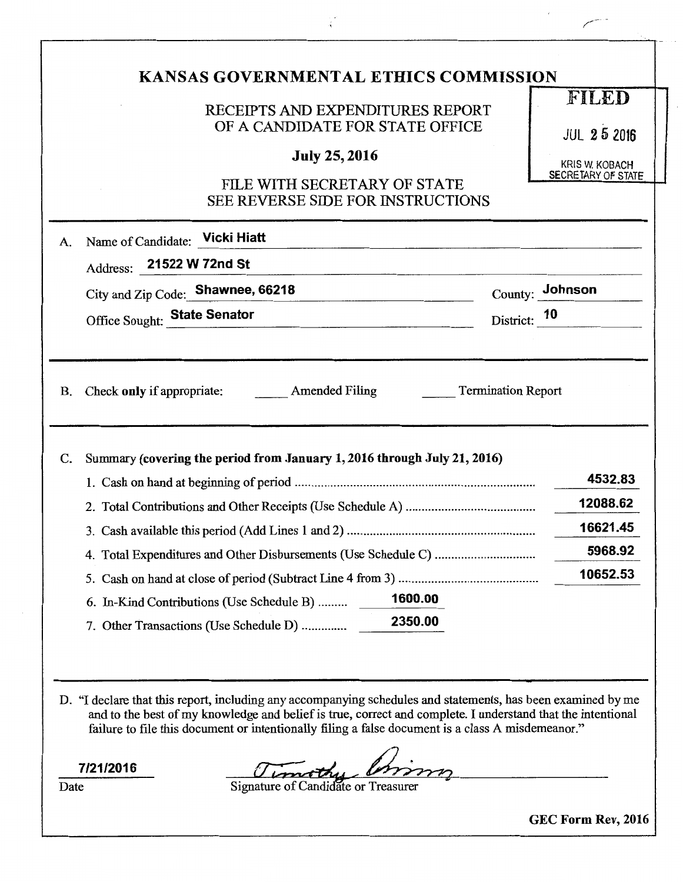# KANSAS GOVERNMENTAL ETHICS COMMISSION

**FILED**
JUL 25 2016
KRIS W. KOBACH
SECRETARY OF STATE

## RECEIPTS AND EXPENDITURES REPORT OF A CANDIDATE FOR STATE OFFICE

**July 25, 2016**

FILE WITH SECRETARY OF STATE
SEE REVERSE SIDE FOR INSTRUCTIONS

A. Name of Candidate: **Vicki Hiatt**

Address: **21522 W 72nd St**

City and Zip Code: **Shawnee, 66218** County: **Johnson**

Office Sought: **State Senator** District: **10**

B. Check **only** if appropriate: _____ Amended Filing _____ Termination Report

C. Summary **(covering the period from January 1, 2016 through July 21, 2016)**

| | | |
|---|---|---|
| 1. Cash on hand at beginning of period | | 4532.83 |
| 2. Total Contributions and Other Receipts (Use Schedule A) | | 12088.62 |
| 3. Cash available this period (Add Lines 1 and 2) | | 16621.45 |
| 4. Total Expenditures and Other Disbursements (Use Schedule C) | | 5968.92 |
| 5. Cash on hand at close of period (Subtract Line 4 from 3) | | 10652.53 |
| 6. In-Kind Contributions (Use Schedule B) | 1600.00 | |
| 7. Other Transactions (Use Schedule D) | 2350.00 | |

D. "I declare that this report, including any accompanying schedules and statements, has been examined by me and to the best of my knowledge and belief is true, correct and complete. I understand that the intentional failure to file this document or intentionally filing a false document is a class A misdemeanor."

**7/21/2016**
Date

Timothy Grimm
Signature of Candidate or Treasurer

**GEC Form Rev, 2016**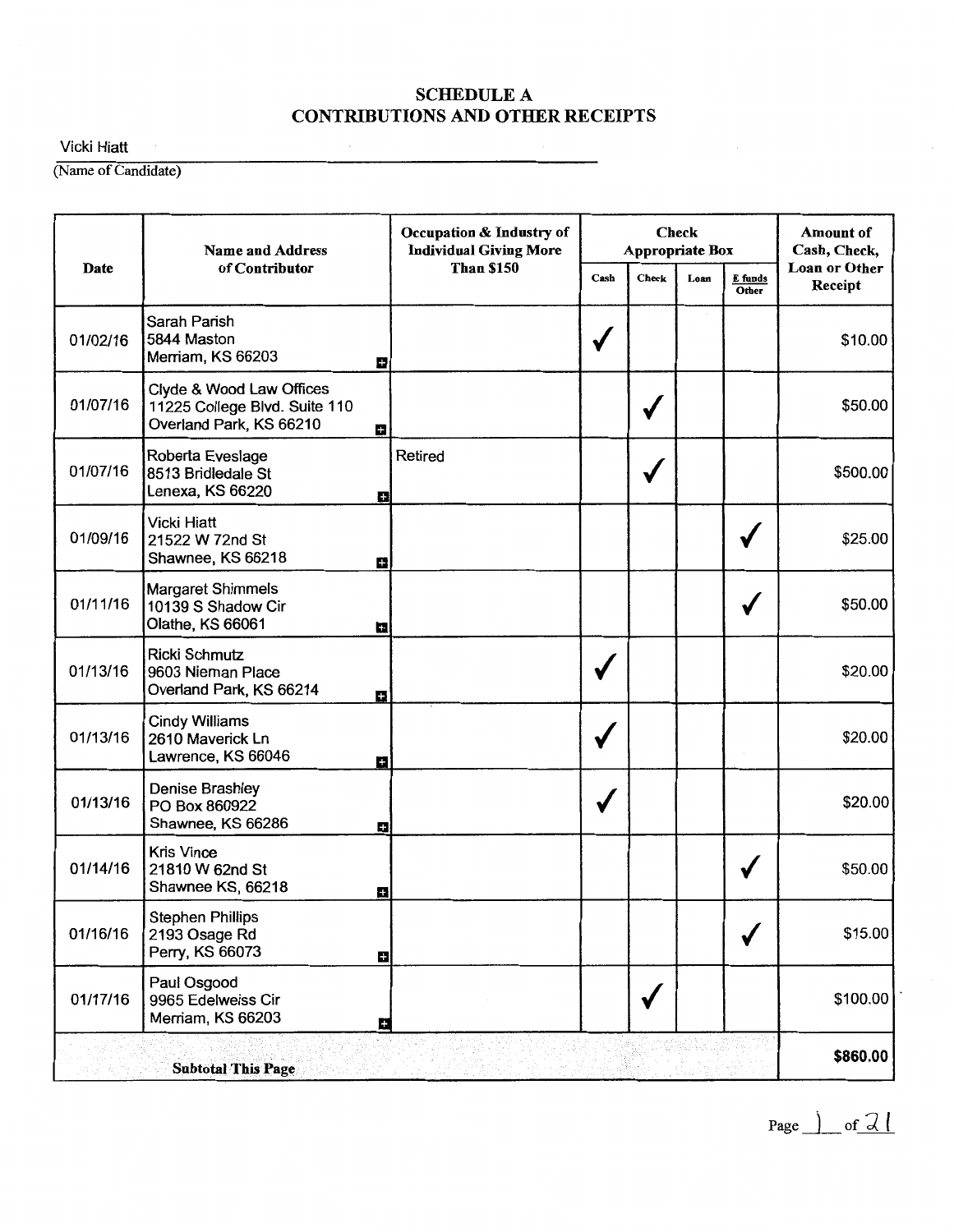## SCHEDULE A
## CONTRIBUTIONS AND OTHER RECEIPTS

Vicki Hiatt
(Name of Candidate)

| Date | Name and Address of Contributor | Occupation & Industry of Individual Giving More Than $150 | Check Appropriate Box | | | | Amount of Cash, Check, Loan or Other Receipt |
|---|---|---|---|---|---|---|---|
| | | | Cash | Check | Loan | E funds Other | |
| 01/02/16 | Sarah Parish<br>5844 Maston<br>Merriam, KS 66203 | | ✓ | | | | $10.00 |
| 01/07/16 | Clyde & Wood Law Offices<br>11225 College Blvd. Suite 110<br>Overland Park, KS 66210 | | | ✓ | | | $50.00 |
| 01/07/16 | Roberta Eveslage<br>8513 Bridledale St<br>Lenexa, KS 66220 | Retired | | ✓ | | | $500.00 |
| 01/09/16 | Vicki Hiatt<br>21522 W 72nd St<br>Shawnee, KS 66218 | | | | | ✓ | $25.00 |
| 01/11/16 | Margaret Shimmels<br>10139 S Shadow Cir<br>Olathe, KS 66061 | | | | | ✓ | $50.00 |
| 01/13/16 | Ricki Schmutz<br>9603 Nieman Place<br>Overland Park, KS 66214 | | ✓ | | | | $20.00 |
| 01/13/16 | Cindy Williams<br>2610 Maverick Ln<br>Lawrence, KS 66046 | | ✓ | | | | $20.00 |
| 01/13/16 | Denise Brashley<br>PO Box 860922<br>Shawnee, KS 66286 | | ✓ | | | | $20.00 |
| 01/14/16 | Kris Vince<br>21810 W 62nd St<br>Shawnee KS, 66218 | | | | | ✓ | $50.00 |
| 01/16/16 | Stephen Phillips<br>2193 Osage Rd<br>Perry, KS 66073 | | | | | ✓ | $15.00 |
| 01/17/16 | Paul Osgood<br>9965 Edelweiss Cir<br>Merriam, KS 66203 | | | ✓ | | | $100.00 |
| **Subtotal This Page** | | | | | | | **$860.00** |

Page 1 of 21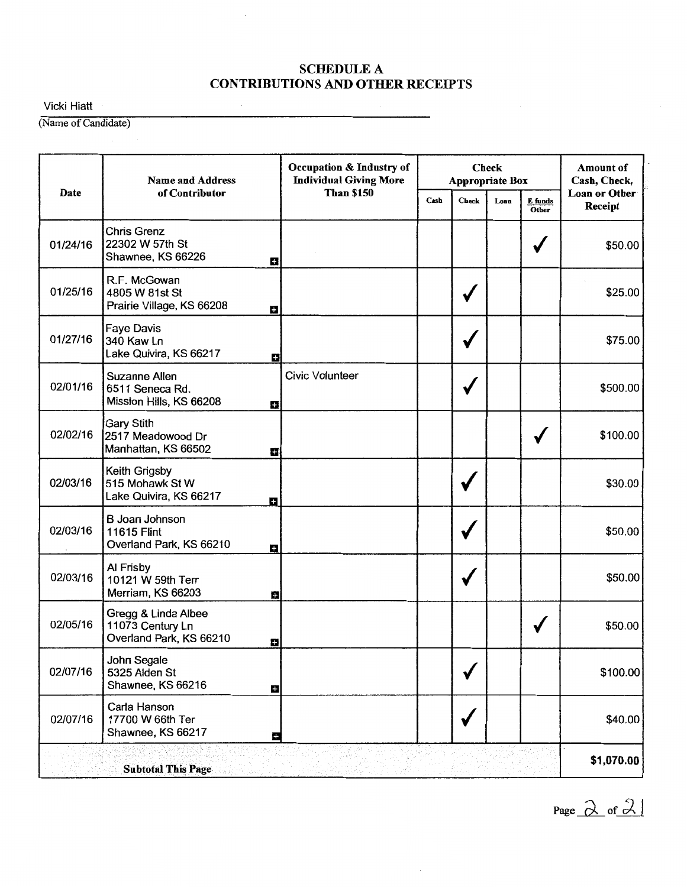## SCHEDULE A
## CONTRIBUTIONS AND OTHER RECEIPTS

Vicki Hiatt

(Name of Candidate)

| Date | Name and Address of Contributor | Occupation & Industry of Individual Giving More Than $150 | Check Appropriate Box | | | | Amount of Cash, Check, Loan or Other Receipt |
|---|---|---|---|---|---|---|---|
| | | | Cash | Check | Loan | E funds Other | |
| 01/24/16 | Chris Grenz<br>22302 W 57th St<br>Shawnee, KS 66226 | | | | | ✓ | $50.00 |
| 01/25/16 | R.F. McGowan<br>4805 W 81st St<br>Prairie Village, KS 66208 | | | ✓ | | | $25.00 |
| 01/27/16 | Faye Davis<br>340 Kaw Ln<br>Lake Quivira, KS 66217 | | | ✓ | | | $75.00 |
| 02/01/16 | Suzanne Allen<br>6511 Seneca Rd.<br>Mission Hills, KS 66208 | Civic Volunteer | | ✓ | | | $500.00 |
| 02/02/16 | Gary Stith<br>2517 Meadowood Dr<br>Manhattan, KS 66502 | | | | | ✓ | $100.00 |
| 02/03/16 | Keith Grigsby<br>515 Mohawk St W<br>Lake Quivira, KS 66217 | | | ✓ | | | $30.00 |
| 02/03/16 | B Joan Johnson<br>11615 Flint<br>Overland Park, KS 66210 | | | ✓ | | | $50.00 |
| 02/03/16 | Al Frisby<br>10121 W 59th Terr<br>Merriam, KS 66203 | | | ✓ | | | $50.00 |
| 02/05/16 | Gregg & Linda Albee<br>11073 Century Ln<br>Overland Park, KS 66210 | | | | | ✓ | $50.00 |
| 02/07/16 | John Segale<br>5325 Alden St<br>Shawnee, KS 66216 | | | ✓ | | | $100.00 |
| 02/07/16 | Carla Hanson<br>17700 W 66th Ter<br>Shawnee, KS 66217 | | | ✓ | | | $40.00 |
| | **Subtotal This Page** | | | | | | **$1,070.00** |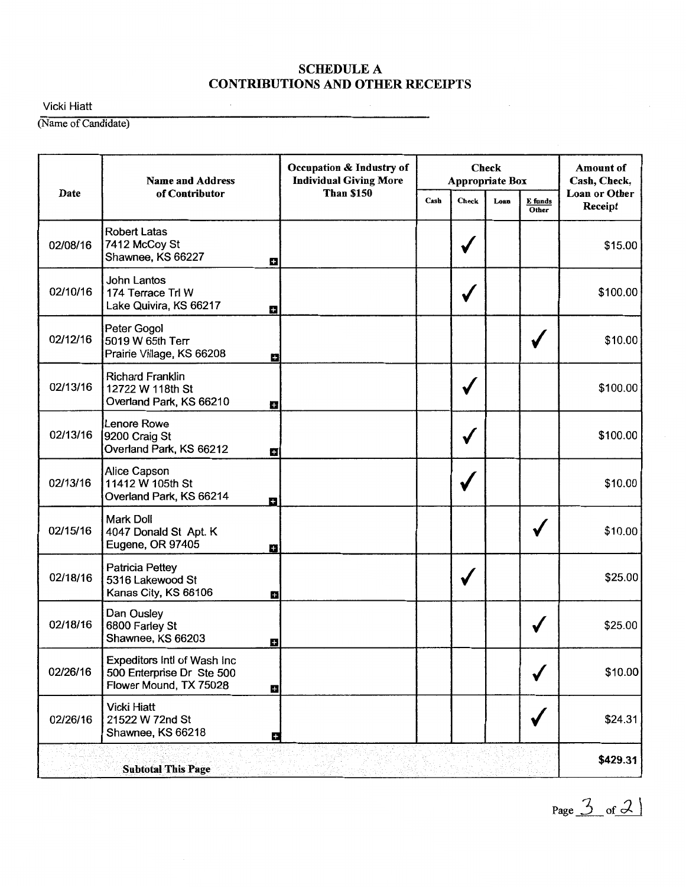# SCHEDULE A
# CONTRIBUTIONS AND OTHER RECEIPTS

Vicki Hiatt
(Name of Candidate)

| Date | Name and Address of Contributor | Occupation & Industry of Individual Giving More Than $150 | Check Appropriate Box | | | | Amount of Cash, Check, Loan or Other Receipt |
|---|---|---|---|---|---|---|---|
| | | | Cash | Check | Loan | E funds Other | |
| 02/08/16 | Robert Latas<br>7412 McCoy St<br>Shawnee, KS 66227 | | | ✓ | | | $15.00 |
| 02/10/16 | John Lantos<br>174 Terrace Trl W<br>Lake Quivira, KS 66217 | | | ✓ | | | $100.00 |
| 02/12/16 | Peter Gogol<br>5019 W 65th Terr<br>Prairie Village, KS 66208 | | | | | ✓ | $10.00 |
| 02/13/16 | Richard Franklin<br>12722 W 118th St<br>Overland Park, KS 66210 | | | ✓ | | | $100.00 |
| 02/13/16 | Lenore Rowe<br>9200 Craig St<br>Overland Park, KS 66212 | | | ✓ | | | $100.00 |
| 02/13/16 | Alice Capson<br>11412 W 105th St<br>Overland Park, KS 66214 | | | ✓ | | | $10.00 |
| 02/15/16 | Mark Doll<br>4047 Donald St Apt. K<br>Eugene, OR 97405 | | | | | ✓ | $10.00 |
| 02/18/16 | Patricia Pettey<br>5316 Lakewood St<br>Kanas City, KS 66106 | | | ✓ | | | $25.00 |
| 02/18/16 | Dan Ousley<br>6800 Farley St<br>Shawnee, KS 66203 | | | | | ✓ | $25.00 |
| 02/26/16 | Expeditors Intl of Wash Inc<br>500 Enterprise Dr Ste 500<br>Flower Mound, TX 75028 | | | | | ✓ | $10.00 |
| 02/26/16 | Vicki Hiatt<br>21522 W 72nd St<br>Shawnee, KS 66218 | | | | | ✓ | $24.31 |
| **Subtotal This Page** | | | | | | | **$429.31** |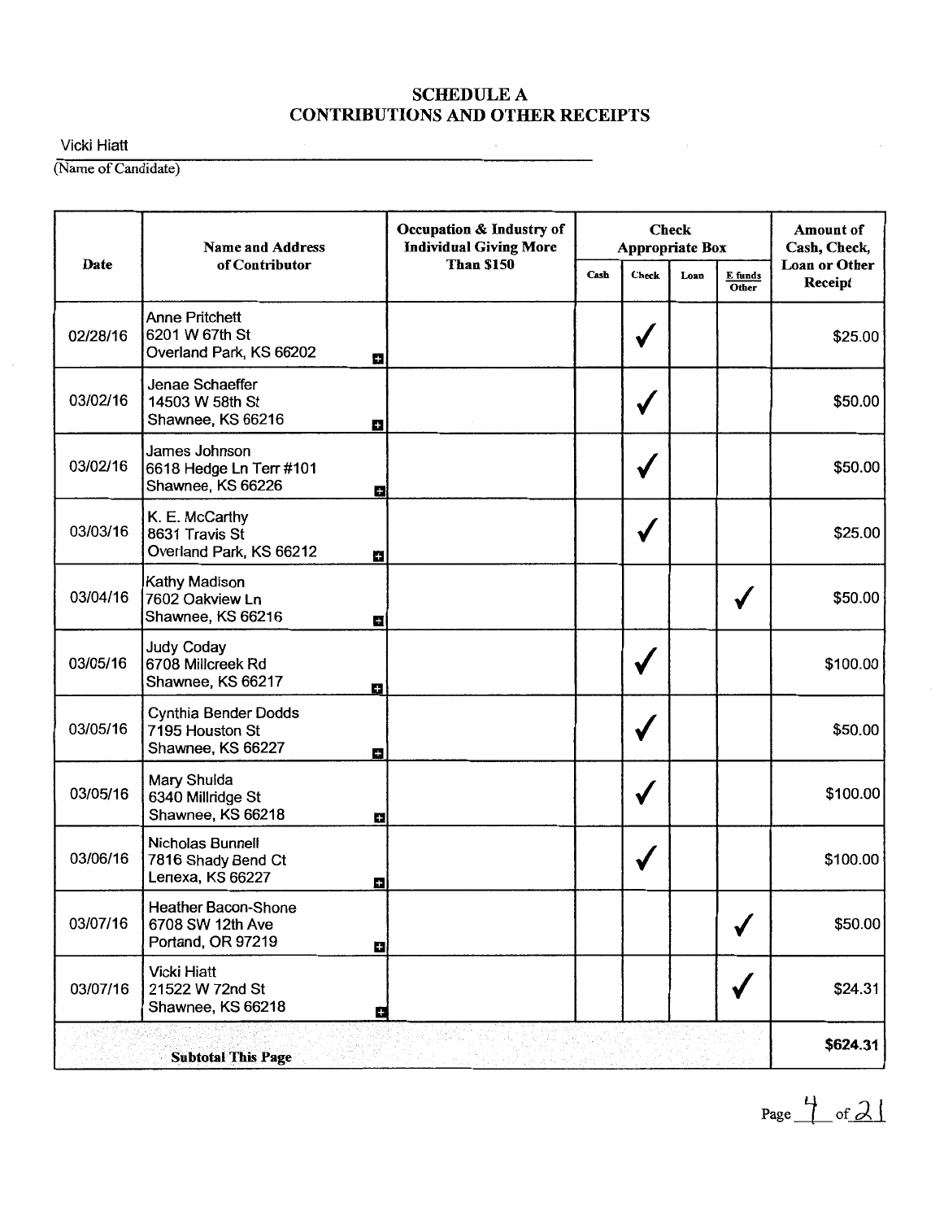# SCHEDULE A
## CONTRIBUTIONS AND OTHER RECEIPTS

Vicki Hiatt
(Name of Candidate)

| Date | Name and Address of Contributor | Occupation & Industry of Individual Giving More Than $150 | Check Appropriate Box | | | | Amount of Cash, Check, Loan or Other Receipt |
|---|---|---|---|---|---|---|---|
| | | | Cash | Check | Loan | E funds Other | |
| 02/28/16 | Anne Pritchett<br>6201 W 67th St<br>Overland Park, KS 66202 | | | ✓ | | | $25.00 |
| 03/02/16 | Jenae Schaeffer<br>14503 W 58th St<br>Shawnee, KS 66216 | | | ✓ | | | $50.00 |
| 03/02/16 | James Johnson<br>6618 Hedge Ln Terr #101<br>Shawnee, KS 66226 | | | ✓ | | | $50.00 |
| 03/03/16 | K. E. McCarthy<br>8631 Travis St<br>Overland Park, KS 66212 | | | ✓ | | | $25.00 |
| 03/04/16 | Kathy Madison<br>7602 Oakview Ln<br>Shawnee, KS 66216 | | | | | ✓ | $50.00 |
| 03/05/16 | Judy Coday<br>6708 Millcreek Rd<br>Shawnee, KS 66217 | | | ✓ | | | $100.00 |
| 03/05/16 | Cynthia Bender Dodds<br>7195 Houston St<br>Shawnee, KS 66227 | | | ✓ | | | $50.00 |
| 03/05/16 | Mary Shulda<br>6340 Millridge St<br>Shawnee, KS 66218 | | | ✓ | | | $100.00 |
| 03/06/16 | Nicholas Bunnell<br>7816 Shady Bend Ct<br>Lenexa, KS 66227 | | | ✓ | | | $100.00 |
| 03/07/16 | Heather Bacon-Shone<br>6708 SW 12th Ave<br>Portand, OR 97219 | | | | | ✓ | $50.00 |
| 03/07/16 | Vicki Hiatt<br>21522 W 72nd St<br>Shawnee, KS 66218 | | | | | ✓ | $24.31 |
| | **Subtotal This Page** | | | | | | **$624.31** |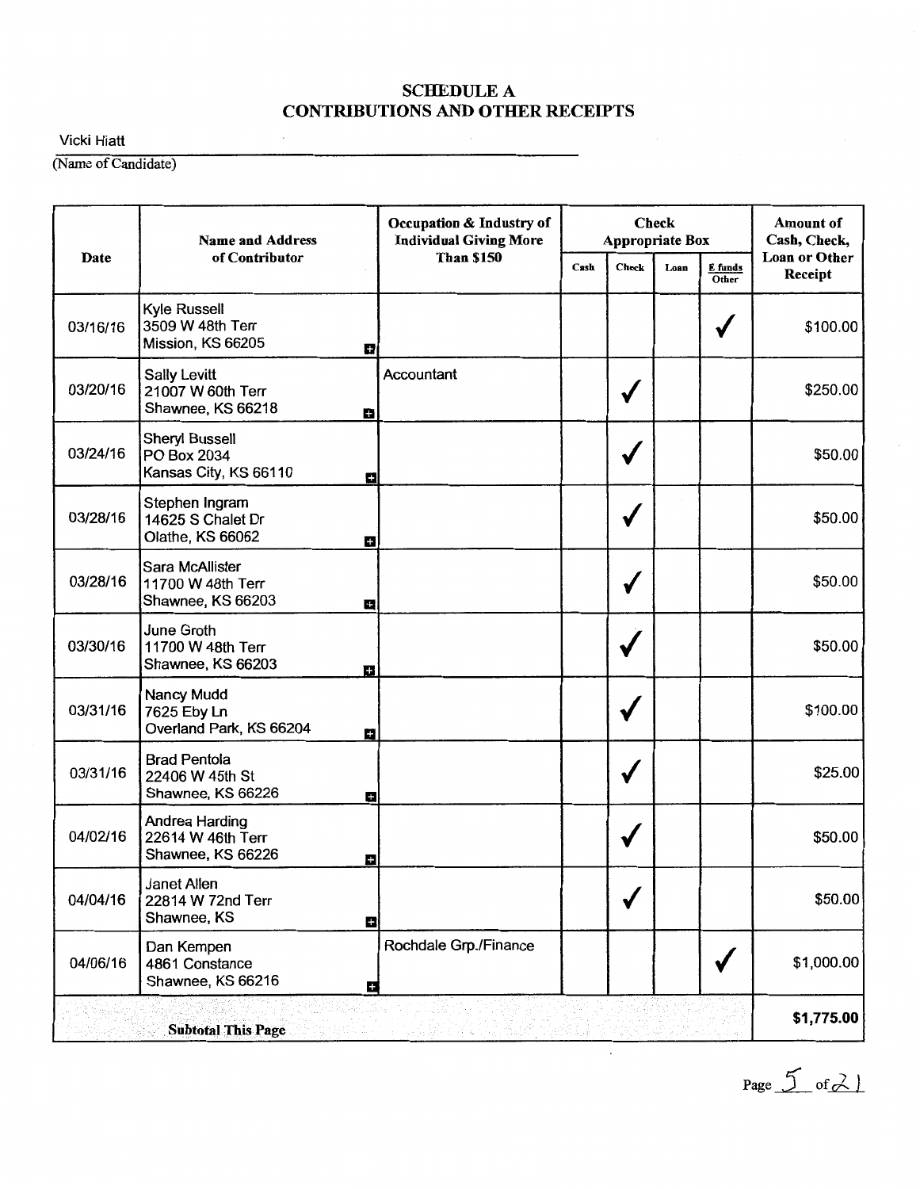# SCHEDULE A
## CONTRIBUTIONS AND OTHER RECEIPTS

Vicki Hiatt
(Name of Candidate)

| Date | Name and Address of Contributor | Occupation & Industry of Individual Giving More Than $150 | Check Appropriate Box | | | | Amount of Cash, Check, Loan or Other Receipt |
|---|---|---|---|---|---|---|---|
| | | | Cash | Check | Loan | E funds Other | |
| 03/16/16 | Kyle Russell<br>3509 W 48th Terr<br>Mission, KS 66205 | | | | | ✓ | $100.00 |
| 03/20/16 | Sally Levitt<br>21007 W 60th Terr<br>Shawnee, KS 66218 | Accountant | | ✓ | | | $250.00 |
| 03/24/16 | Sheryl Bussell<br>PO Box 2034<br>Kansas City, KS 66110 | | | ✓ | | | $50.00 |
| 03/28/16 | Stephen Ingram<br>14625 S Chalet Dr<br>Olathe, KS 66062 | | | ✓ | | | $50.00 |
| 03/28/16 | Sara McAllister<br>11700 W 48th Terr<br>Shawnee, KS 66203 | | | ✓ | | | $50.00 |
| 03/30/16 | June Groth<br>11700 W 48th Terr<br>Shawnee, KS 66203 | | | ✓ | | | $50.00 |
| 03/31/16 | Nancy Mudd<br>7625 Eby Ln<br>Overland Park, KS 66204 | | | ✓ | | | $100.00 |
| 03/31/16 | Brad Pentola<br>22406 W 45th St<br>Shawnee, KS 66226 | | | ✓ | | | $25.00 |
| 04/02/16 | Andrea Harding<br>22614 W 46th Terr<br>Shawnee, KS 66226 | | | ✓ | | | $50.00 |
| 04/04/16 | Janet Allen<br>22814 W 72nd Terr<br>Shawnee, KS | | | ✓ | | | $50.00 |
| 04/06/16 | Dan Kempen<br>4861 Constance<br>Shawnee, KS 66216 | Rochdale Grp./Finance | | | | ✓ | $1,000.00 |
| | **Subtotal This Page** | | | | | | **$1,775.00** |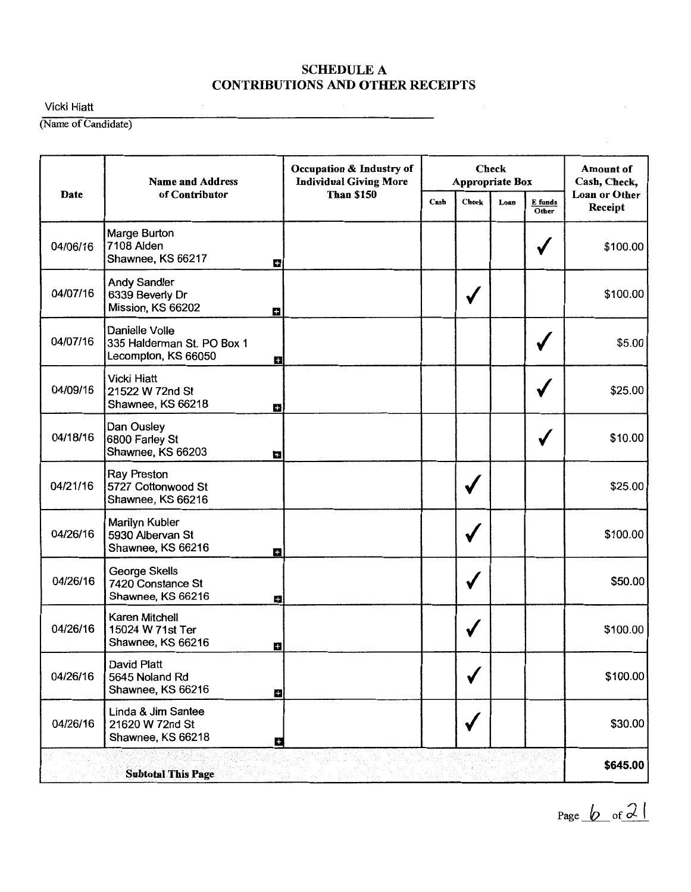# SCHEDULE A
## CONTRIBUTIONS AND OTHER RECEIPTS

Vicki Hiatt
(Name of Candidate)

| Date | Name and Address of Contributor | Occupation & Industry of Individual Giving More Than $150 | Check Appropriate Box | | | | Amount of Cash, Check, Loan or Other Receipt |
|---|---|---|---|---|---|---|---|
| | | | Cash | Check | Loan | E funds Other | |
| 04/06/16 | Marge Burton<br>7108 Alden<br>Shawnee, KS 66217 | | | | | ✓ | $100.00 |
| 04/07/16 | Andy Sandler<br>6339 Beverly Dr<br>Mission, KS 66202 | | | ✓ | | | $100.00 |
| 04/07/16 | Danielle Volle<br>335 Halderman St. PO Box 1<br>Lecompton, KS 66050 | | | | | ✓ | $5.00 |
| 04/09/16 | Vicki Hiatt<br>21522 W 72nd St<br>Shawnee, KS 66218 | | | | | ✓ | $25.00 |
| 04/18/16 | Dan Ousley<br>6800 Farley St<br>Shawnee, KS 66203 | | | | | ✓ | $10.00 |
| 04/21/16 | Ray Preston<br>5727 Cottonwood St<br>Shawnee, KS 66216 | | | ✓ | | | $25.00 |
| 04/26/16 | Marilyn Kubler<br>5930 Albervan St<br>Shawnee, KS 66216 | | | ✓ | | | $100.00 |
| 04/26/16 | George Skells<br>7420 Constance St<br>Shawnee, KS 66216 | | | ✓ | | | $50.00 |
| 04/26/16 | Karen Mitchell<br>15024 W 71st Ter<br>Shawnee, KS 66216 | | | ✓ | | | $100.00 |
| 04/26/16 | David Platt<br>5645 Noland Rd<br>Shawnee, KS 66216 | | | ✓ | | | $100.00 |
| 04/26/16 | Linda & Jim Santee<br>21620 W 72nd St<br>Shawnee, KS 66218 | | | ✓ | | | $30.00 |
| **Subtotal This Page** | | | | | | | **$645.00** |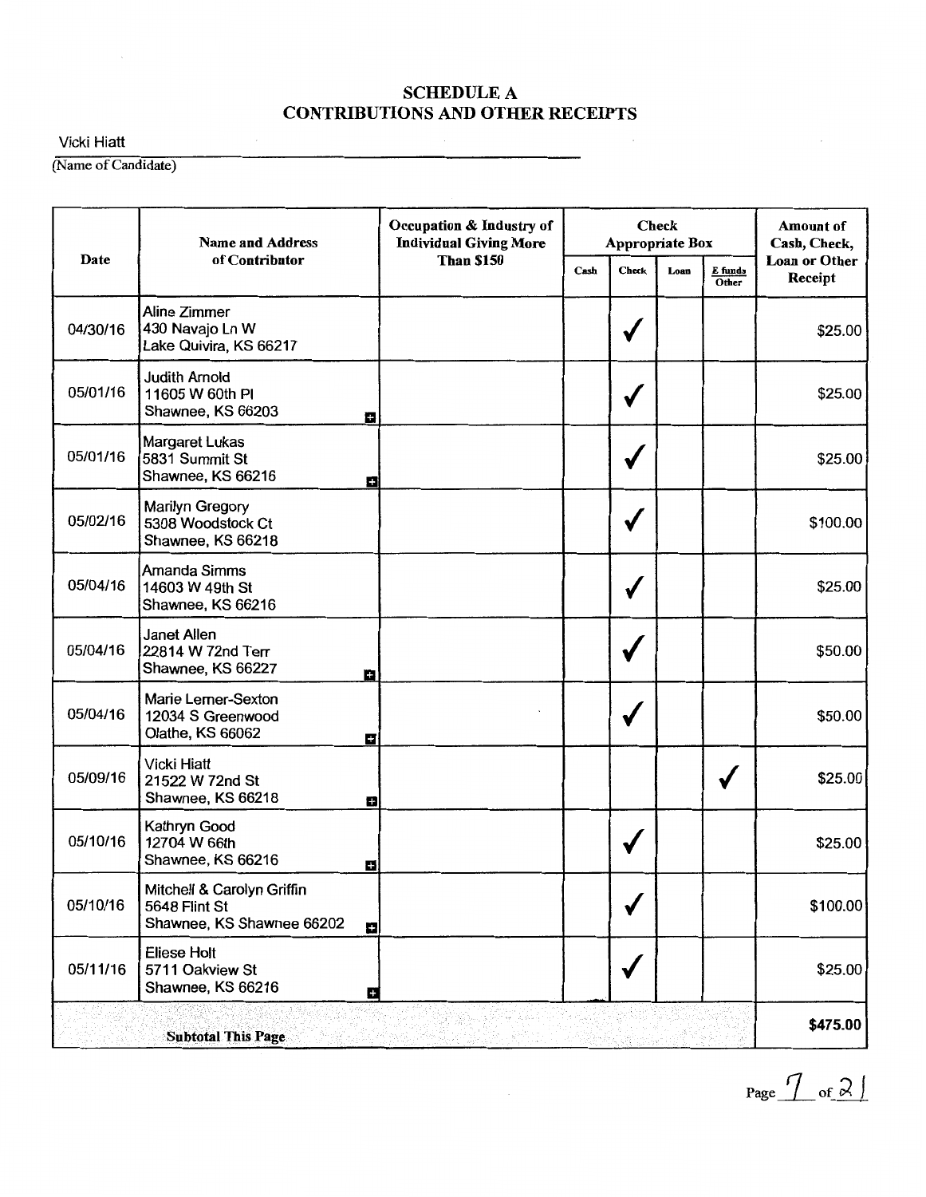## SCHEDULE A
## CONTRIBUTIONS AND OTHER RECEIPTS

Vicki Hiatt
(Name of Candidate)

| Date | Name and Address of Contributor | Occupation & Industry of Individual Giving More Than $150 | Check Appropriate Box | | | | Amount of Cash, Check, Loan or Other Receipt |
|---|---|---|---|---|---|---|---|
| | | | Cash | Check | Loan | E funds Other | |
| 04/30/16 | Aline Zimmer<br>430 Navajo Ln W<br>Lake Quivira, KS 66217 | | | ✓ | | | $25.00 |
| 05/01/16 | Judith Arnold<br>11605 W 60th Pl<br>Shawnee, KS 66203 | | | ✓ | | | $25.00 |
| 05/01/16 | Margaret Lukas<br>5831 Summit St<br>Shawnee, KS 66216 | | | ✓ | | | $25.00 |
| 05/02/16 | Marilyn Gregory<br>5308 Woodstock Ct<br>Shawnee, KS 66218 | | | ✓ | | | $100.00 |
| 05/04/16 | Amanda Simms<br>14603 W 49th St<br>Shawnee, KS 66216 | | | ✓ | | | $25.00 |
| 05/04/16 | Janet Allen<br>22814 W 72nd Terr<br>Shawnee, KS 66227 | | | ✓ | | | $50.00 |
| 05/04/16 | Marie Lerner-Sexton<br>12034 S Greenwood<br>Olathe, KS 66062 | | | ✓ | | | $50.00 |
| 05/09/16 | Vicki Hiatt<br>21522 W 72nd St<br>Shawnee, KS 66218 | | | | | ✓ | $25.00 |
| 05/10/16 | Kathryn Good<br>12704 W 66th<br>Shawnee, KS 66216 | | | ✓ | | | $25.00 |
| 05/10/16 | Mitchell & Carolyn Griffin<br>5648 Flint St<br>Shawnee, KS Shawnee 66202 | | | ✓ | | | $100.00 |
| 05/11/16 | Eliese Holt<br>5711 Oakview St<br>Shawnee, KS 66216 | | | ✓ | | | $25.00 |
| | **Subtotal This Page** | | | | | | **$475.00** |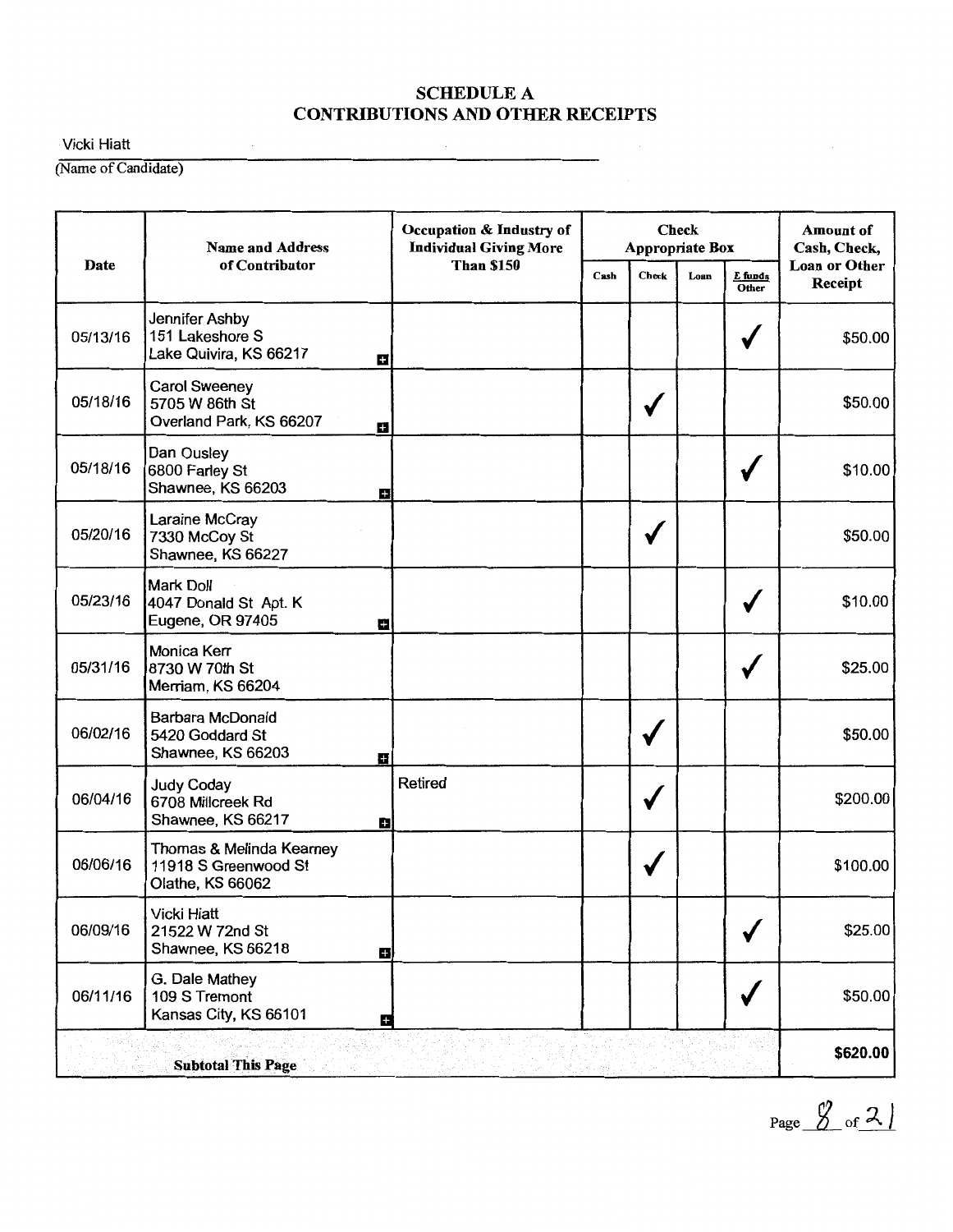## SCHEDULE A
## CONTRIBUTIONS AND OTHER RECEIPTS

Vicki Hiatt
(Name of Candidate)

| Date | Name and Address of Contributor | Occupation & Industry of Individual Giving More Than $150 | Check Appropriate Box | | | | Amount of Cash, Check, Loan or Other Receipt |
|---|---|---|---|---|---|---|---|
| | | | Cash | Check | Loan | E funds Other | |
| 05/13/16 | Jennifer Ashby<br>151 Lakeshore S<br>Lake Quivira, KS 66217 | | | | | ✓ | $50.00 |
| 05/18/16 | Carol Sweeney<br>5705 W 86th St<br>Overland Park, KS 66207 | | | ✓ | | | $50.00 |
| 05/18/16 | Dan Ousley<br>6800 Farley St<br>Shawnee, KS 66203 | | | | | ✓ | $10.00 |
| 05/20/16 | Laraine McCray<br>7330 McCoy St<br>Shawnee, KS 66227 | | | ✓ | | | $50.00 |
| 05/23/16 | Mark Doll<br>4047 Donald St Apt. K<br>Eugene, OR 97405 | | | | | ✓ | $10.00 |
| 05/31/16 | Monica Kerr<br>8730 W 70th St<br>Merriam, KS 66204 | | | | | ✓ | $25.00 |
| 06/02/16 | Barbara McDonald<br>5420 Goddard St<br>Shawnee, KS 66203 | | | ✓ | | | $50.00 |
| 06/04/16 | Judy Coday<br>6708 Millcreek Rd<br>Shawnee, KS 66217 | Retired | | ✓ | | | $200.00 |
| 06/06/16 | Thomas & Melinda Kearney<br>11918 S Greenwood St<br>Olathe, KS 66062 | | | ✓ | | | $100.00 |
| 06/09/16 | Vicki Hiatt<br>21522 W 72nd St<br>Shawnee, KS 66218 | | | | | ✓ | $25.00 |
| 06/11/16 | G. Dale Mathey<br>109 S Tremont<br>Kansas City, KS 66101 | | | | | ✓ | $50.00 |
| **Subtotal This Page** | | | | | | | **$620.00** |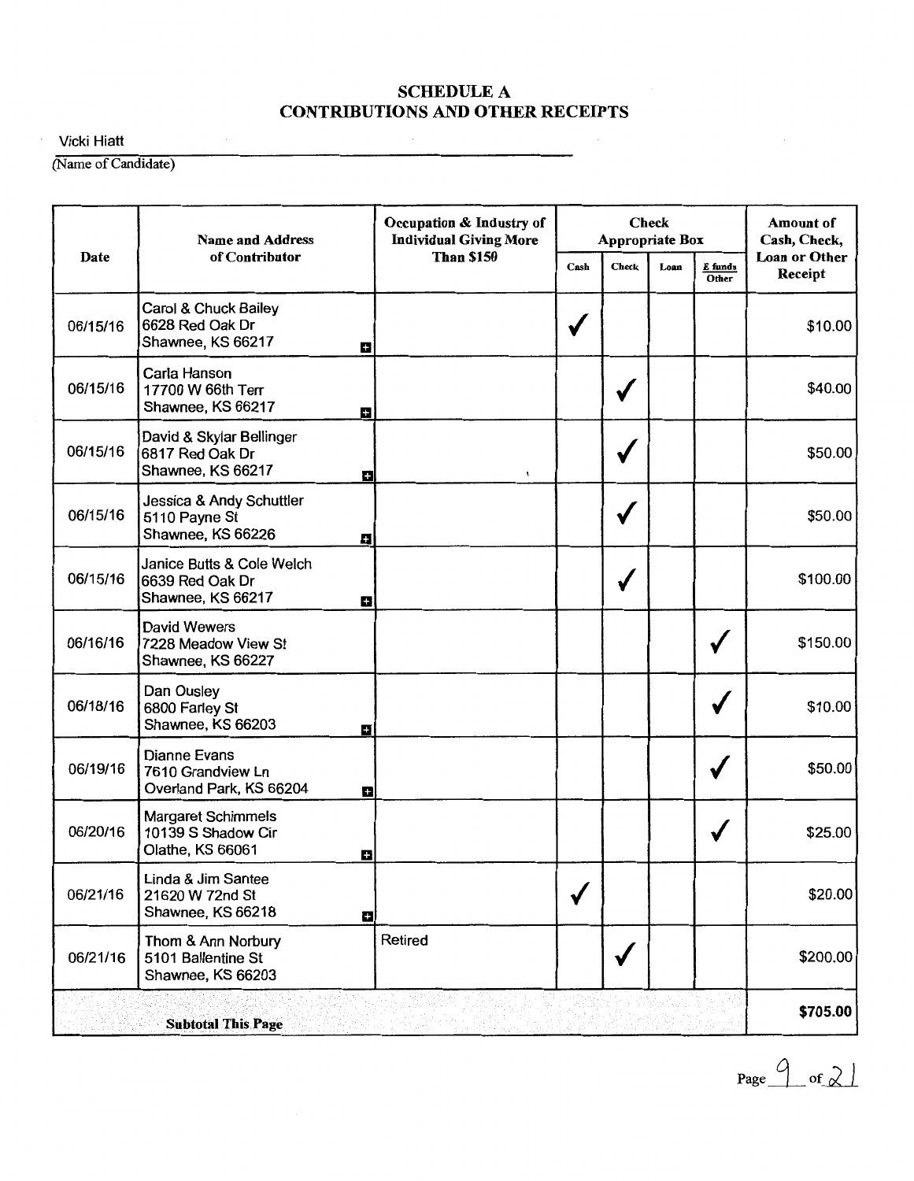# SCHEDULE A
# CONTRIBUTIONS AND OTHER RECEIPTS

Vicki Hiatt
(Name of Candidate)

| Date | Name and Address of Contributor | Occupation & Industry of Individual Giving More Than $150 | Check Appropriate Box | | | | Amount of Cash, Check, Loan or Other Receipt |
|---|---|---|---|---|---|---|---|
| | | | Cash | Check | Loan | E funds Other | |
| 06/15/16 | Carol & Chuck Bailey<br>6628 Red Oak Dr<br>Shawnee, KS 66217 | | ✓ | | | | $10.00 |
| 06/15/16 | Carla Hanson<br>17700 W 66th Terr<br>Shawnee, KS 66217 | | | ✓ | | | $40.00 |
| 06/15/16 | David & Skylar Bellinger<br>6817 Red Oak Dr<br>Shawnee, KS 66217 | | | ✓ | | | $50.00 |
| 06/15/16 | Jessica & Andy Schuttler<br>5110 Payne St<br>Shawnee, KS 66226 | | | ✓ | | | $50.00 |
| 06/15/16 | Janice Butts & Cole Welch<br>6639 Red Oak Dr<br>Shawnee, KS 66217 | | | ✓ | | | $100.00 |
| 06/16/16 | David Wewers<br>7228 Meadow View St<br>Shawnee, KS 66227 | | | | | ✓ | $150.00 |
| 06/18/16 | Dan Ousley<br>6800 Farley St<br>Shawnee, KS 66203 | | | | | ✓ | $10.00 |
| 06/19/16 | Dianne Evans<br>7610 Grandview Ln<br>Overland Park, KS 66204 | | | | | ✓ | $50.00 |
| 06/20/16 | Margaret Schimmels<br>10139 S Shadow Cir<br>Olathe, KS 66061 | | | | | ✓ | $25.00 |
| 06/21/16 | Linda & Jim Santee<br>21620 W 72nd St<br>Shawnee, KS 66218 | | ✓ | | | | $20.00 |
| 06/21/16 | Thom & Ann Norbury<br>5101 Ballentine St<br>Shawnee, KS 66203 | Retired | | ✓ | | | $200.00 |
| **Subtotal This Page** | | | | | | | **$705.00** |

Page 9 of 21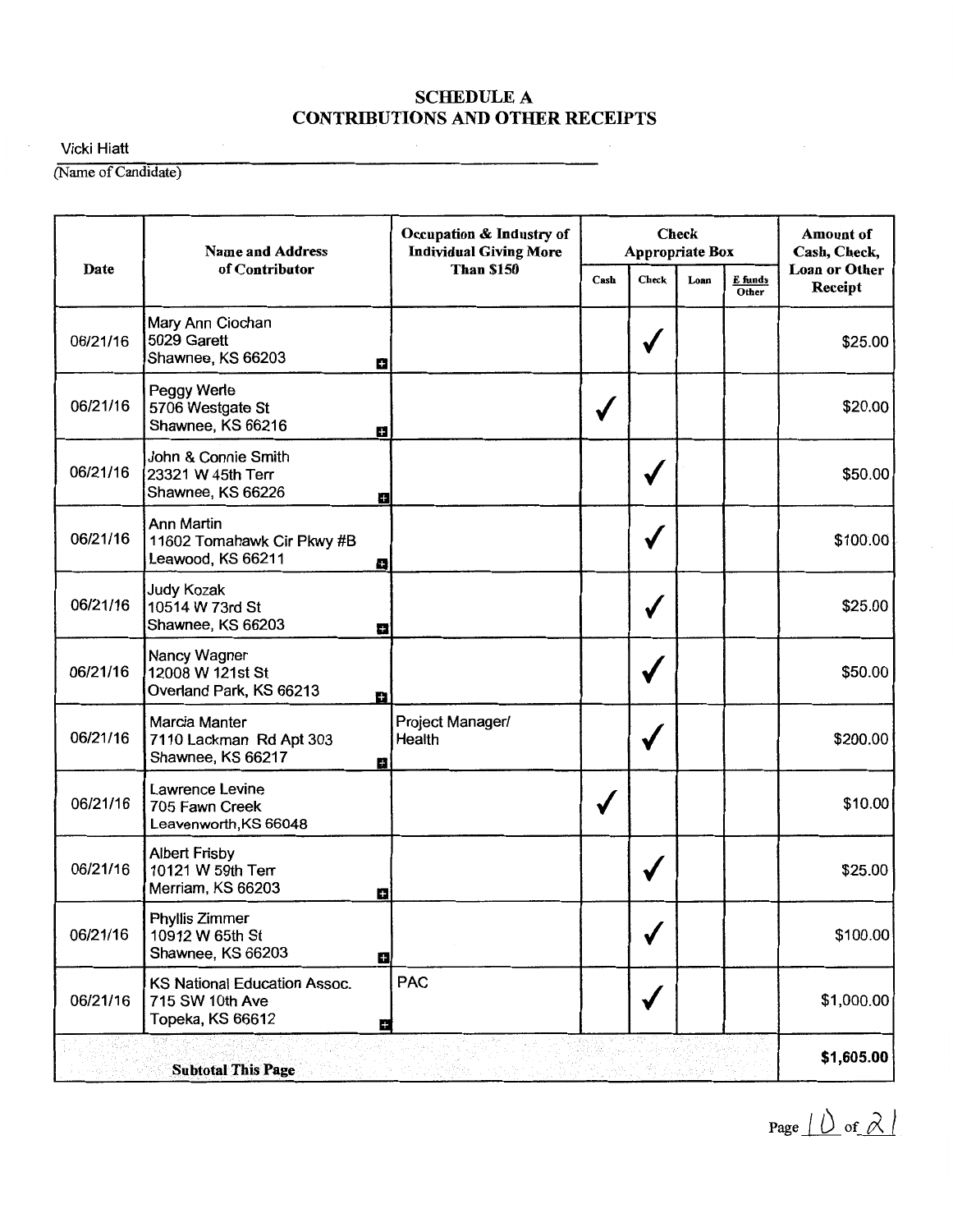## SCHEDULE A
## CONTRIBUTIONS AND OTHER RECEIPTS

Vicki Hiatt
(Name of Candidate)

| Date | Name and Address of Contributor | Occupation & Industry of Individual Giving More Than $150 | Check Appropriate Box | | | | Amount of Cash, Check, Loan or Other Receipt |
|---|---|---|---|---|---|---|---|
| | | | Cash | Check | Loan | E funds Other | |
| 06/21/16 | Mary Ann Ciochan<br>5029 Garett<br>Shawnee, KS 66203 | | | ✓ | | | $25.00 |
| 06/21/16 | Peggy Werle<br>5706 Westgate St<br>Shawnee, KS 66216 | | ✓ | | | | $20.00 |
| 06/21/16 | John & Connie Smith<br>23321 W 45th Terr<br>Shawnee, KS 66226 | | | ✓ | | | $50.00 |
| 06/21/16 | Ann Martin<br>11602 Tomahawk Cir Pkwy #B<br>Leawood, KS 66211 | | | ✓ | | | $100.00 |
| 06/21/16 | Judy Kozak<br>10514 W 73rd St<br>Shawnee, KS 66203 | | | ✓ | | | $25.00 |
| 06/21/16 | Nancy Wagner<br>12008 W 121st St<br>Overland Park, KS 66213 | | | ✓ | | | $50.00 |
| 06/21/16 | Marcia Manter<br>7110 Lackman Rd Apt 303<br>Shawnee, KS 66217 | Project Manager/ Health | | ✓ | | | $200.00 |
| 06/21/16 | Lawrence Levine<br>705 Fawn Creek<br>Leavenworth,KS 66048 | | ✓ | | | | $10.00 |
| 06/21/16 | Albert Frisby<br>10121 W 59th Terr<br>Merriam, KS 66203 | | | ✓ | | | $25.00 |
| 06/21/16 | Phyllis Zimmer<br>10912 W 65th St<br>Shawnee, KS 66203 | | | ✓ | | | $100.00 |
| 06/21/16 | KS National Education Assoc.<br>715 SW 10th Ave<br>Topeka, KS 66612 | PAC | | ✓ | | | $1,000.00 |
| **Subtotal This Page** | | | | | | | **$1,605.00** |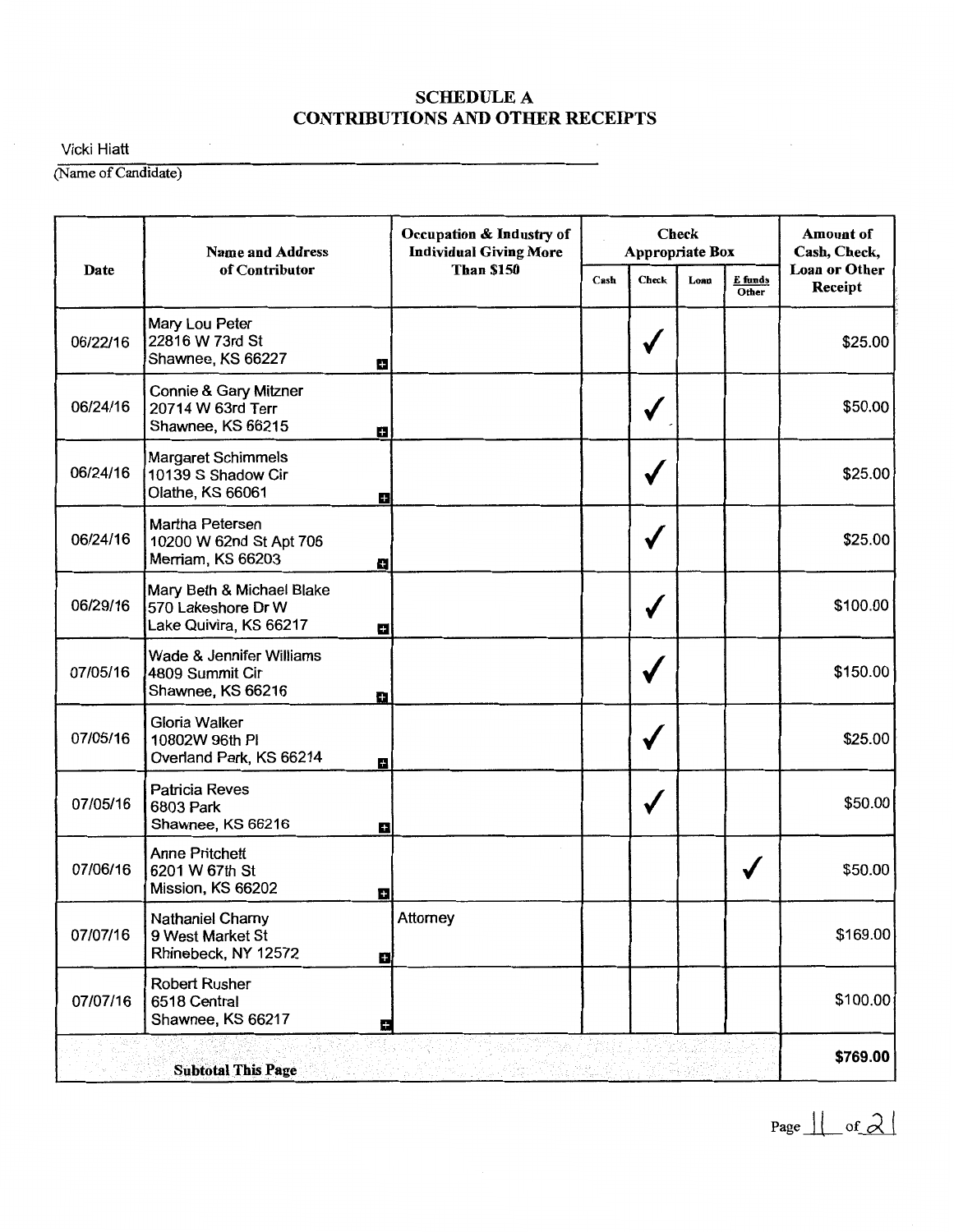# SCHEDULE A
## CONTRIBUTIONS AND OTHER RECEIPTS

Vicki Hiatt
(Name of Candidate)

| Date | Name and Address of Contributor | Occupation & Industry of Individual Giving More Than $150 | Check Appropriate Box | | | | Amount of Cash, Check, Loan or Other Receipt |
|---|---|---|---|---|---|---|---|
| | | | Cash | Check | Loan | E funds Other | |
| 06/22/16 | Mary Lou Peter<br>22816 W 73rd St<br>Shawnee, KS 66227 | | | ✓ | | | $25.00 |
| 06/24/16 | Connie & Gary Mitzner<br>20714 W 63rd Terr<br>Shawnee, KS 66215 | | | ✓ | | | $50.00 |
| 06/24/16 | Margaret Schimmels<br>10139 S Shadow Cir<br>Olathe, KS 66061 | | | ✓ | | | $25.00 |
| 06/24/16 | Martha Petersen<br>10200 W 62nd St Apt 706<br>Merriam, KS 66203 | | | ✓ | | | $25.00 |
| 06/29/16 | Mary Beth & Michael Blake<br>570 Lakeshore Dr W<br>Lake Quivira, KS 66217 | | | ✓ | | | $100.00 |
| 07/05/16 | Wade & Jennifer Williams<br>4809 Summit Cir<br>Shawnee, KS 66216 | | | ✓ | | | $150.00 |
| 07/05/16 | Gloria Walker<br>10802W 96th Pl<br>Overland Park, KS 66214 | | | ✓ | | | $25.00 |
| 07/05/16 | Patricia Reves<br>6803 Park<br>Shawnee, KS 66216 | | | ✓ | | | $50.00 |
| 07/06/16 | Anne Pritchett<br>6201 W 67th St<br>Mission, KS 66202 | | | | | ✓ | $50.00 |
| 07/07/16 | Nathaniel Charny<br>9 West Market St<br>Rhinebeck, NY 12572 | Attorney | | | | | $169.00 |
| 07/07/16 | Robert Rusher<br>6518 Central<br>Shawnee, KS 66217 | | | | | | $100.00 |
| **Subtotal This Page** | | | | | | | **$769.00** |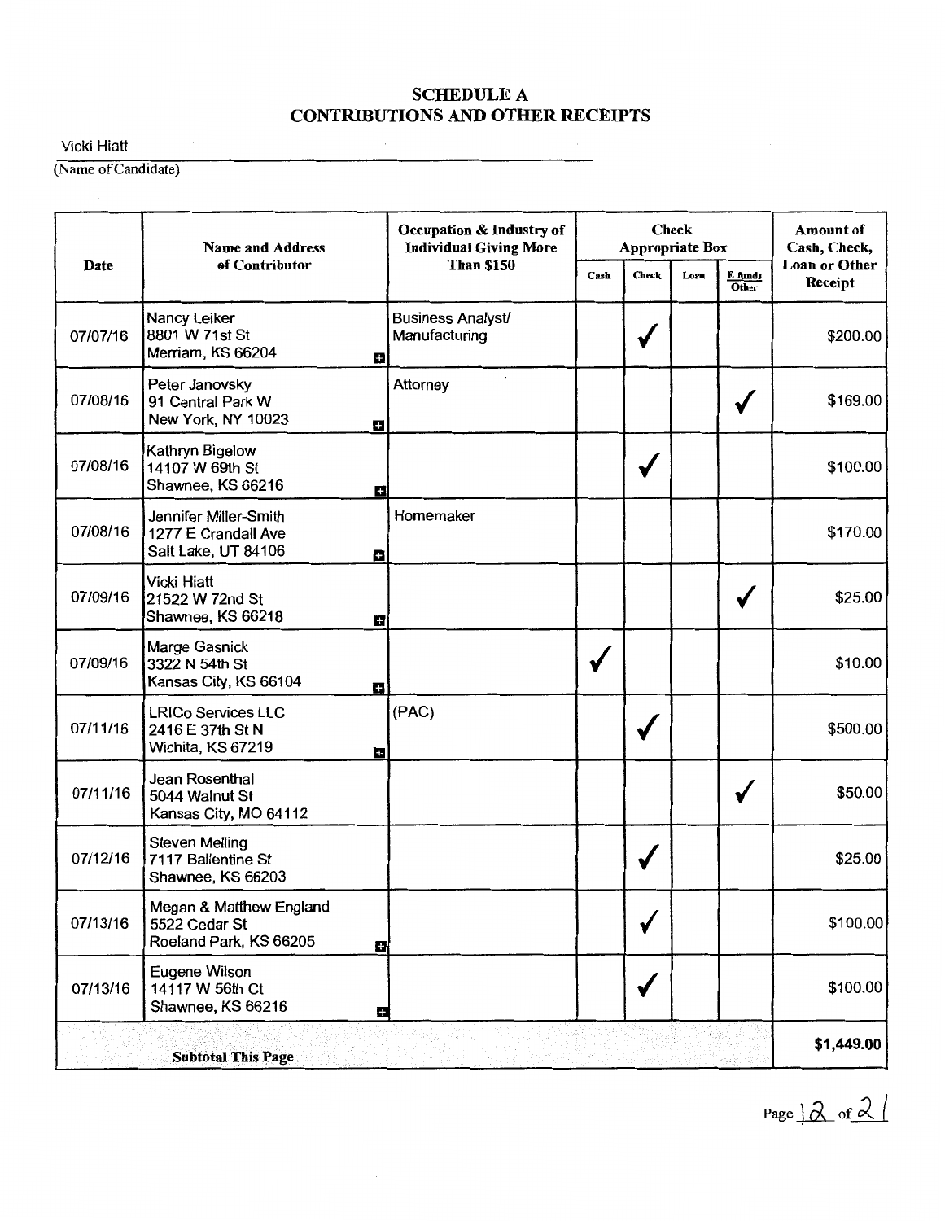## SCHEDULE A
## CONTRIBUTIONS AND OTHER RECEIPTS

Vicki Hiatt
(Name of Candidate)

| Date | Name and Address of Contributor | Occupation & Industry of Individual Giving More Than $150 | Check Appropriate Box | | | | Amount of Cash, Check, Loan or Other Receipt |
|---|---|---|---|---|---|---|---|
| | | | Cash | Check | Loan | E funds Other | |
| 07/07/16 | Nancy Leiker 8801 W 71st St Merriam, KS 66204 | Business Analyst/ Manufacturing | | ✓ | | | $200.00 |
| 07/08/16 | Peter Janovsky 91 Central Park W New York, NY 10023 | Attorney | | | | ✓ | $169.00 |
| 07/08/16 | Kathryn Bigelow 14107 W 69th St Shawnee, KS 66216 | | | ✓ | | | $100.00 |
| 07/08/16 | Jennifer Miller-Smith 1277 E Crandall Ave Salt Lake, UT 84106 | Homemaker | | | | | $170.00 |
| 07/09/16 | Vicki Hiatt 21522 W 72nd St Shawnee, KS 66218 | | | | | ✓ | $25.00 |
| 07/09/16 | Marge Gasnick 3322 N 54th St Kansas City, KS 66104 | | ✓ | | | | $10.00 |
| 07/11/16 | LRICo Services LLC 2416 E 37th St N Wichita, KS 67219 | (PAC) | | ✓ | | | $500.00 |
| 07/11/16 | Jean Rosenthal 5044 Walnut St Kansas City, MO 64112 | | | | | ✓ | $50.00 |
| 07/12/16 | Steven Melling 7117 Ballentine St Shawnee, KS 66203 | | | ✓ | | | $25.00 |
| 07/13/16 | Megan & Matthew England 5522 Cedar St Roeland Park, KS 66205 | | | ✓ | | | $100.00 |
| 07/13/16 | Eugene Wilson 14117 W 56th Ct Shawnee, KS 66216 | | | ✓ | | | $100.00 |
| | **Subtotal This Page** | | | | | | **$1,449.00** |

Page 12 of 21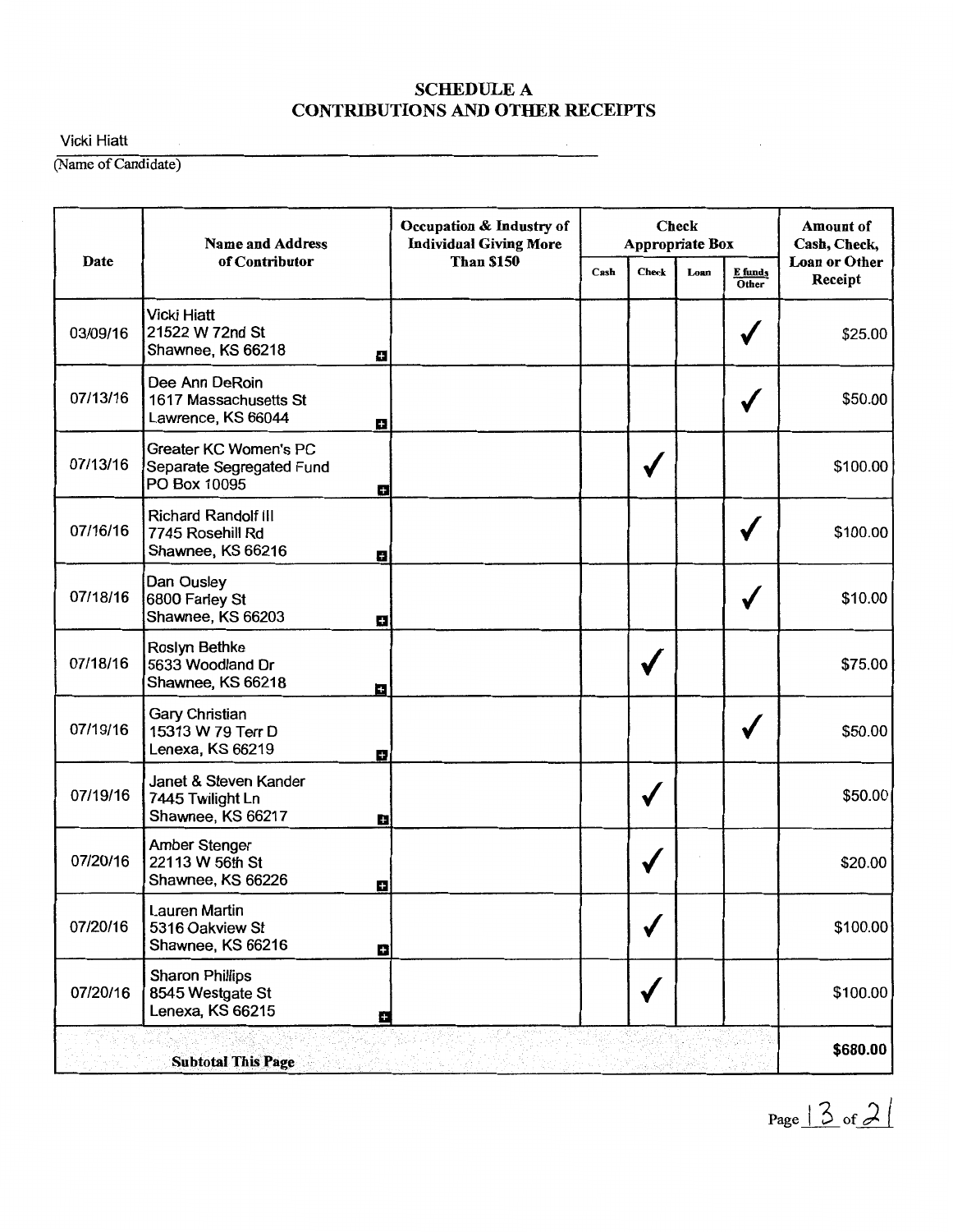# SCHEDULE A
# CONTRIBUTIONS AND OTHER RECEIPTS

Vicki Hiatt

(Name of Candidate)

| Date | Name and Address of Contributor | Occupation & Industry of Individual Giving More Than $150 | Check Appropriate Box | | | | Amount of Cash, Check, Loan or Other Receipt |
|---|---|---|---|---|---|---|---|
| | | | Cash | Check | Loan | E funds Other | |
| 03/09/16 | Vicki Hiatt<br>21522 W 72nd St<br>Shawnee, KS 66218 | | | | | ✓ | $25.00 |
| 07/13/16 | Dee Ann DeRoin<br>1617 Massachusetts St<br>Lawrence, KS 66044 | | | | | ✓ | $50.00 |
| 07/13/16 | Greater KC Women's PC<br>Separate Segregated Fund<br>PO Box 10095 | | | ✓ | | | $100.00 |
| 07/16/16 | Richard Randolf III<br>7745 Rosehill Rd<br>Shawnee, KS 66216 | | | | | ✓ | $100.00 |
| 07/18/16 | Dan Ousley<br>6800 Farley St<br>Shawnee, KS 66203 | | | | | ✓ | $10.00 |
| 07/18/16 | Roslyn Bethke<br>5633 Woodland Dr<br>Shawnee, KS 66218 | | | ✓ | | | $75.00 |
| 07/19/16 | Gary Christian<br>15313 W 79 Terr D<br>Lenexa, KS 66219 | | | | | ✓ | $50.00 |
| 07/19/16 | Janet & Steven Kander<br>7445 Twilight Ln<br>Shawnee, KS 66217 | | | ✓ | | | $50.00 |
| 07/20/16 | Amber Stenger<br>22113 W 56th St<br>Shawnee, KS 66226 | | | ✓ | | | $20.00 |
| 07/20/16 | Lauren Martin<br>5316 Oakview St<br>Shawnee, KS 66216 | | | ✓ | | | $100.00 |
| 07/20/16 | Sharon Phillips<br>8545 Westgate St<br>Lenexa, KS 66215 | | | ✓ | | | $100.00 |
| **Subtotal This Page** | | | | | | | **$680.00** |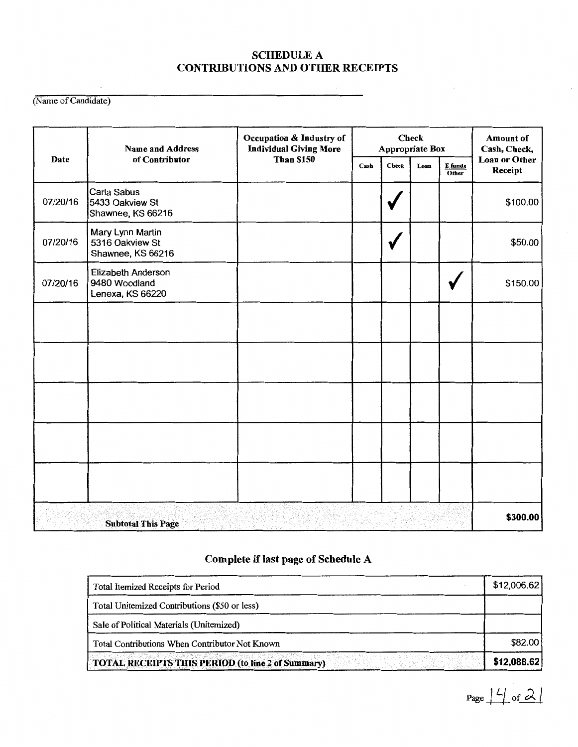# SCHEDULE A
## CONTRIBUTIONS AND OTHER RECEIPTS

(Name of Candidate)

| Date | Name and Address of Contributor | Occupation & Industry of Individual Giving More Than $150 | Check Appropriate Box | | | | Amount of Cash, Check, Loan or Other Receipt |
|---|---|---|---|---|---|---|---|
| | | | Cash | Check | Loan | E funds Other | |
| 07/20/16 | Carla Sabus<br>5433 Oakview St<br>Shawnee, KS 66216 | | | ✓ | | | $100.00 |
| 07/20/16 | Mary Lynn Martin<br>5316 Oakview St<br>Shawnee, KS 66216 | | | ✓ | | | $50.00 |
| 07/20/16 | Elizabeth Anderson<br>9480 Woodland<br>Lenexa, KS 66220 | | | | | ✓ | $150.00 |
| | | | | | | | |
| | | | | | | | |
| | | | | | | | |
| | | | | | | | |
| | | | | | | | |
| **Subtotal This Page** | | | | | | | **$300.00** |

### Complete if last page of Schedule A

| | |
|---|---|
| Total Itemized Receipts for Period | $12,006.62 |
| Total Unitemized Contributions ($50 or less) | |
| Sale of Political Materials (Unitemized) | |
| Total Contributions When Contributor Not Known | $82.00 |
| **TOTAL RECEIPTS THIS PERIOD (to line 2 of Summary)** | **$12,088.62** |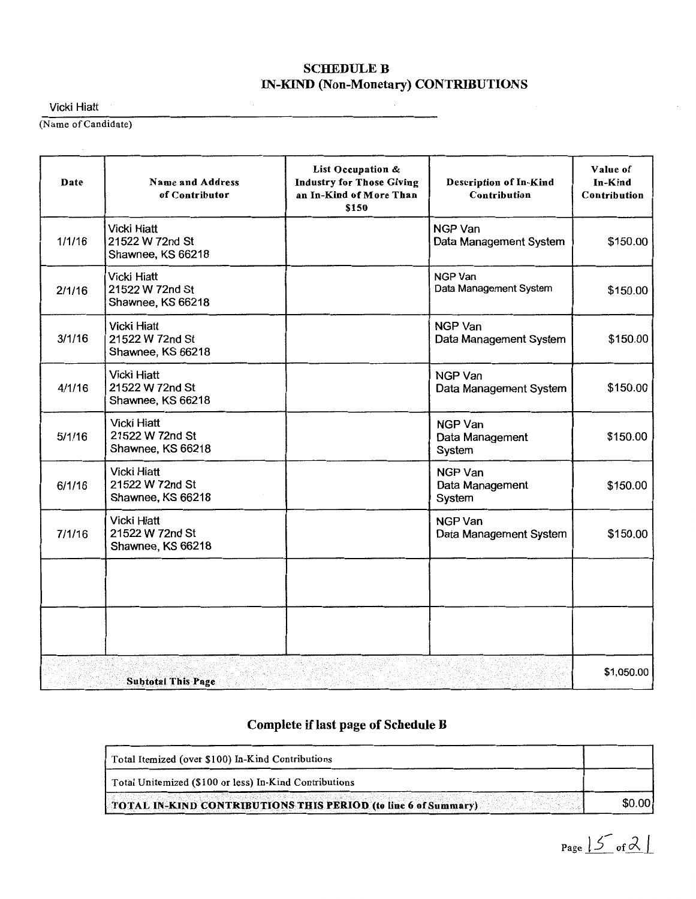## SCHEDULE B
## IN-KIND (Non-Monetary) CONTRIBUTIONS

Vicki Hiatt
(Name of Candidate)

| Date | Name and Address of Contributor | List Occupation & Industry for Those Giving an In-Kind of More Than $150 | Description of In-Kind Contribution | Value of In-Kind Contribution |
|---|---|---|---|---|
| 1/1/16 | Vicki Hiatt<br>21522 W 72nd St<br>Shawnee, KS 66218 | | NGP Van<br>Data Management System | $150.00 |
| 2/1/16 | Vicki Hiatt<br>21522 W 72nd St<br>Shawnee, KS 66218 | | NGP Van<br>Data Management System | $150.00 |
| 3/1/16 | Vicki Hiatt<br>21522 W 72nd St<br>Shawnee, KS 66218 | | NGP Van<br>Data Management System | $150.00 |
| 4/1/16 | Vicki Hiatt<br>21522 W 72nd St<br>Shawnee, KS 66218 | | NGP Van<br>Data Management System | $150.00 |
| 5/1/16 | Vicki Hiatt<br>21522 W 72nd St<br>Shawnee, KS 66218 | | NGP Van<br>Data Management<br>System | $150.00 |
| 6/1/16 | Vicki Hiatt<br>21522 W 72nd St<br>Shawnee, KS 66218 | | NGP Van<br>Data Management<br>System | $150.00 |
| 7/1/16 | Vicki Hiatt<br>21522 W 72nd St<br>Shawnee, KS 66218 | | NGP Van<br>Data Management System | $150.00 |
| | | | | |
| | | | | |
| **Subtotal This Page** | | | | $1,050.00 |

### Complete if last page of Schedule B

| | |
|---|---|
| Total Itemized (over $100) In-Kind Contributions | |
| Total Unitemized ($100 or less) In-Kind Contributions | |
| **TOTAL IN-KIND CONTRIBUTIONS THIS PERIOD (to line 6 of Summary)** | $0.00 |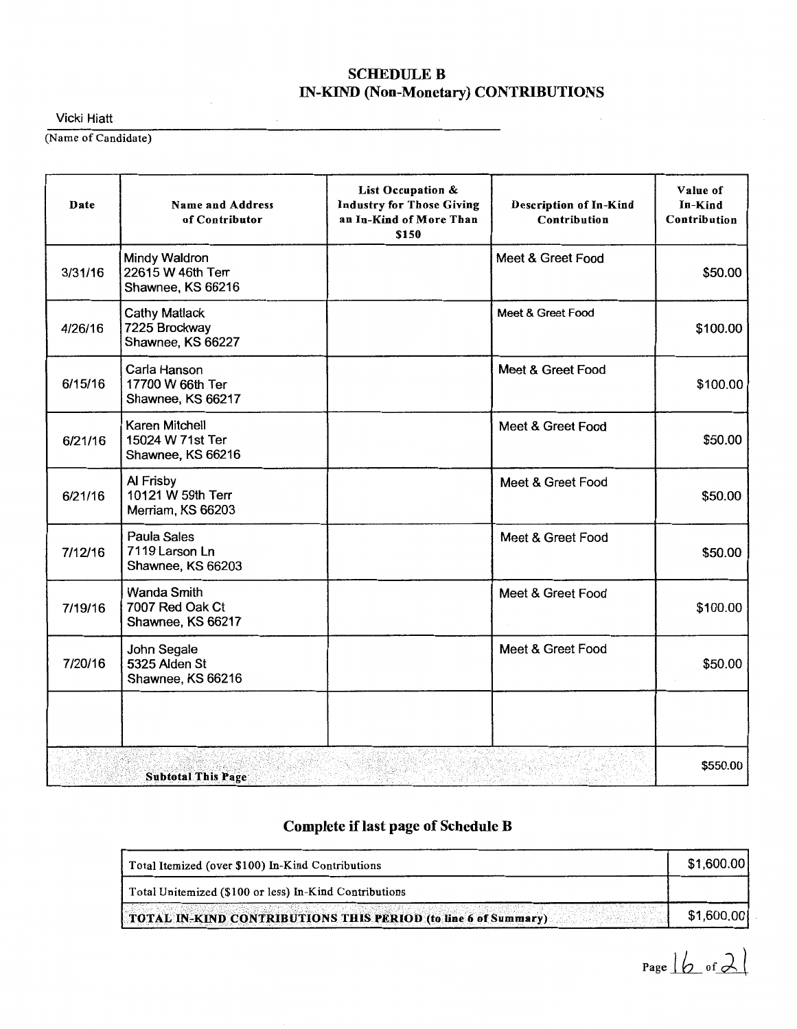## SCHEDULE B
## IN-KIND (Non-Monetary) CONTRIBUTIONS

Vicki Hiatt
(Name of Candidate)

| Date | Name and Address of Contributor | List Occupation & Industry for Those Giving an In-Kind of More Than $150 | Description of In-Kind Contribution | Value of In-Kind Contribution |
|---|---|---|---|---|
| 3/31/16 | Mindy Waldron<br>22615 W 46th Terr<br>Shawnee, KS 66216 | | Meet & Greet Food | $50.00 |
| 4/26/16 | Cathy Matlack<br>7225 Brockway<br>Shawnee, KS 66227 | | Meet & Greet Food | $100.00 |
| 6/15/16 | Carla Hanson<br>17700 W 66th Ter<br>Shawnee, KS 66217 | | Meet & Greet Food | $100.00 |
| 6/21/16 | Karen Mitchell<br>15024 W 71st Ter<br>Shawnee, KS 66216 | | Meet & Greet Food | $50.00 |
| 6/21/16 | Al Frisby<br>10121 W 59th Terr<br>Merriam, KS 66203 | | Meet & Greet Food | $50.00 |
| 7/12/16 | Paula Sales<br>7119 Larson Ln<br>Shawnee, KS 66203 | | Meet & Greet Food | $50.00 |
| 7/19/16 | Wanda Smith<br>7007 Red Oak Ct<br>Shawnee, KS 66217 | | Meet & Greet Food | $100.00 |
| 7/20/16 | John Segale<br>5325 Alden St<br>Shawnee, KS 66216 | | Meet & Greet Food | $50.00 |
| | | | | |
| | **Subtotal This Page** | | | $550.00 |

### Complete if last page of Schedule B

| | |
|---|---|
| Total Itemized (over $100) In-Kind Contributions | $1,600.00 |
| Total Unitemized ($100 or less) In-Kind Contributions | |
| **TOTAL IN-KIND CONTRIBUTIONS THIS PERIOD (to line 6 of Summary)** | $1,600.00 |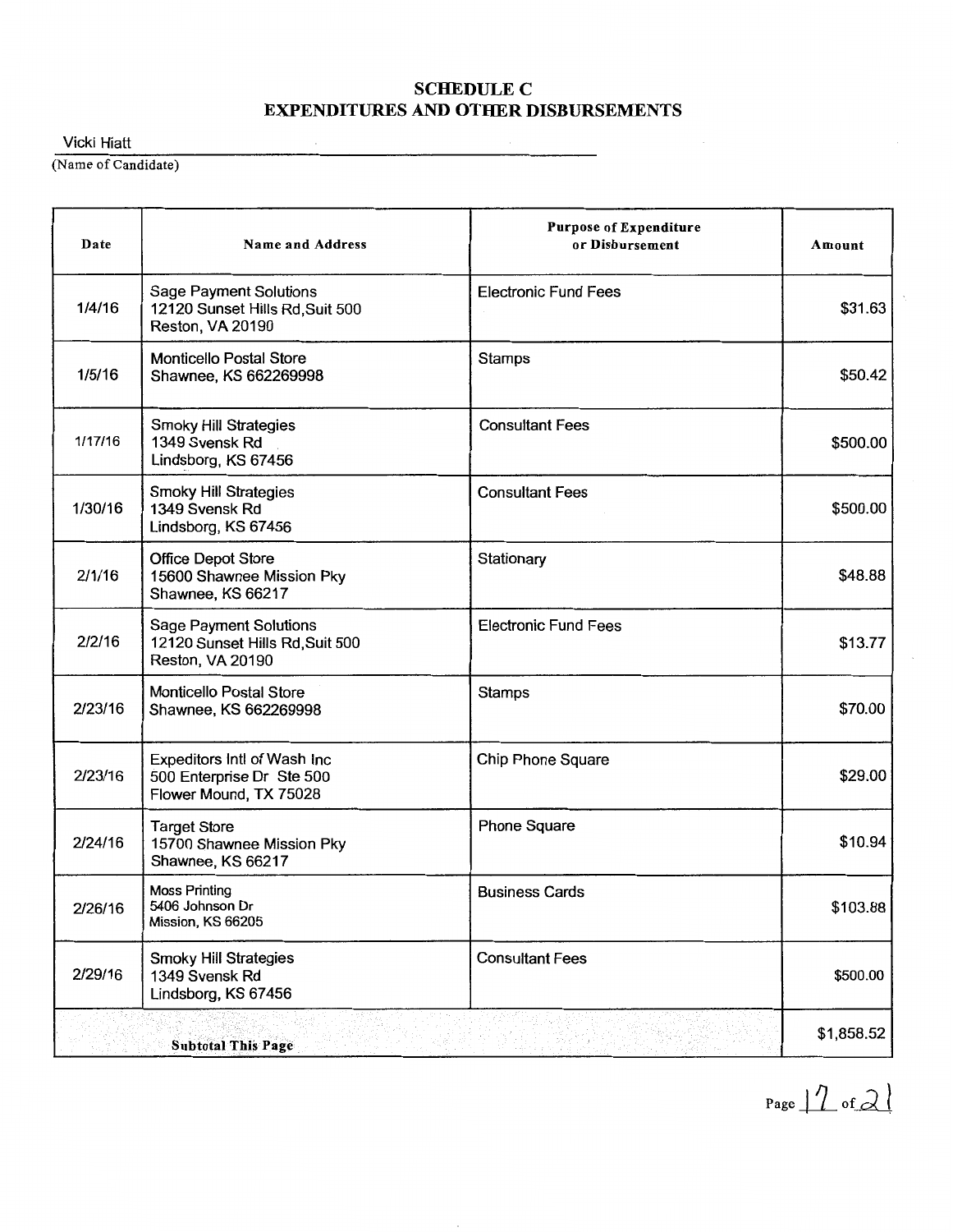## SCHEDULE C
## EXPENDITURES AND OTHER DISBURSEMENTS

Vicki Hiatt
(Name of Candidate)

| Date | Name and Address | Purpose of Expenditure or Disbursement | Amount |
|---|---|---|---|
| 1/4/16 | Sage Payment Solutions<br>12120 Sunset Hills Rd,Suit 500<br>Reston, VA 20190 | Electronic Fund Fees | $31.63 |
| 1/5/16 | Monticello Postal Store<br>Shawnee, KS 662269998 | Stamps | $50.42 |
| 1/17/16 | Smoky Hill Strategies<br>1349 Svensk Rd<br>Lindsborg, KS 67456 | Consultant Fees | $500.00 |
| 1/30/16 | Smoky Hill Strategies<br>1349 Svensk Rd<br>Lindsborg, KS 67456 | Consultant Fees | $500.00 |
| 2/1/16 | Office Depot Store<br>15600 Shawnee Mission Pky<br>Shawnee, KS 66217 | Stationary | $48.88 |
| 2/2/16 | Sage Payment Solutions<br>12120 Sunset Hills Rd,Suit 500<br>Reston, VA 20190 | Electronic Fund Fees | $13.77 |
| 2/23/16 | Monticello Postal Store<br>Shawnee, KS 662269998 | Stamps | $70.00 |
| 2/23/16 | Expeditors Intl of Wash Inc<br>500 Enterprise Dr Ste 500<br>Flower Mound, TX 75028 | Chip Phone Square | $29.00 |
| 2/24/16 | Target Store<br>15700 Shawnee Mission Pky<br>Shawnee, KS 66217 | Phone Square | $10.94 |
| 2/26/16 | Moss Printing<br>5406 Johnson Dr<br>Mission, KS 66205 | Business Cards | $103.88 |
| 2/29/16 | Smoky Hill Strategies<br>1349 Svensk Rd<br>Lindsborg, KS 67456 | Consultant Fees | $500.00 |
| **Subtotal This Page** | | | $1,858.52 |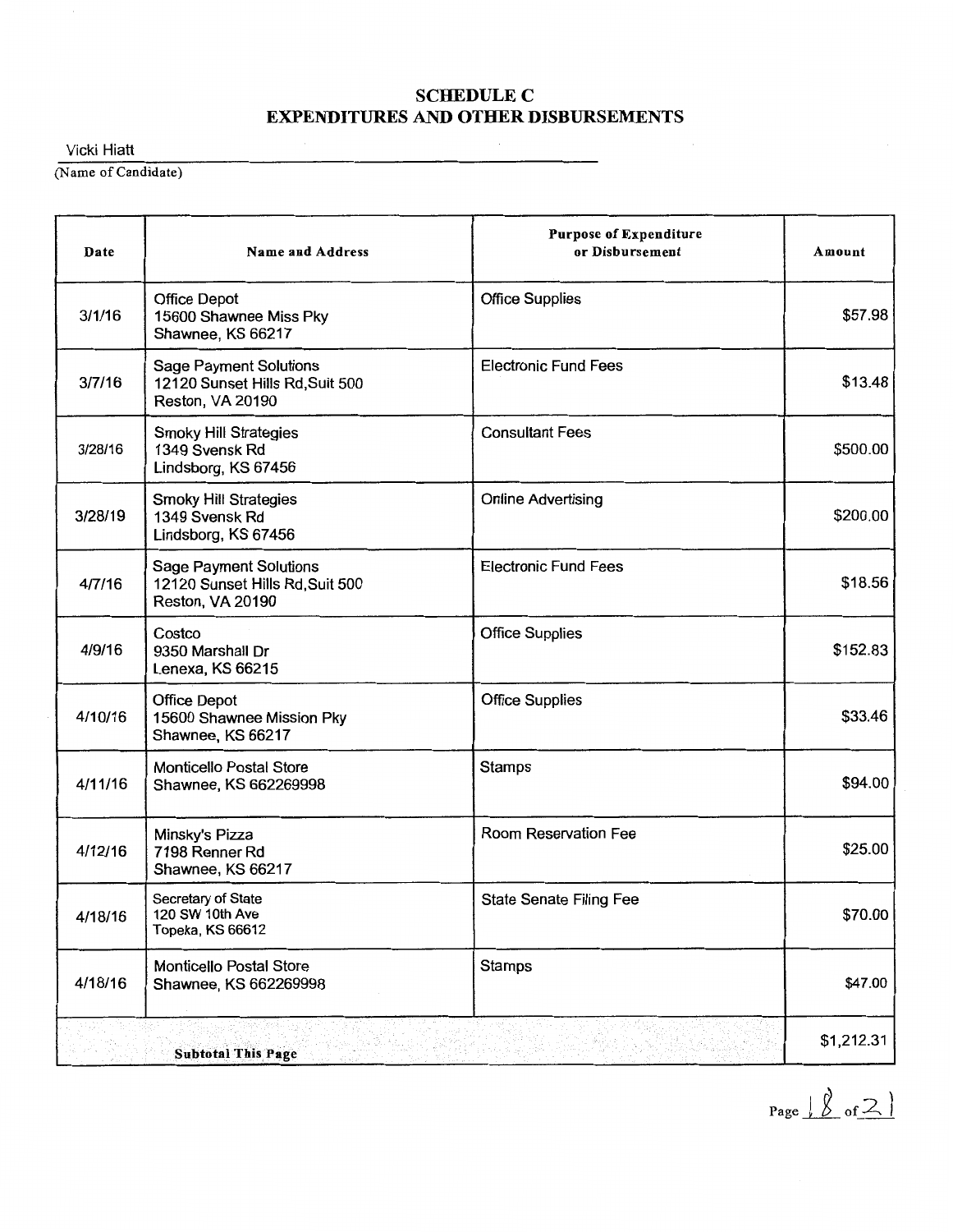# SCHEDULE C
# EXPENDITURES AND OTHER DISBURSEMENTS

Vicki Hiatt
(Name of Candidate)

| Date | Name and Address | Purpose of Expenditure or Disbursement | Amount |
|---|---|---|---|
| 3/1/16 | Office Depot<br>15600 Shawnee Miss Pky<br>Shawnee, KS 66217 | Office Supplies | $57.98 |
| 3/7/16 | Sage Payment Solutions<br>12120 Sunset Hills Rd,Suit 500<br>Reston, VA 20190 | Electronic Fund Fees | $13.48 |
| 3/28/16 | Smoky Hill Strategies<br>1349 Svensk Rd<br>Lindsborg, KS 67456 | Consultant Fees | $500.00 |
| 3/28/19 | Smoky Hill Strategies<br>1349 Svensk Rd<br>Lindsborg, KS 67456 | Online Advertising | $200.00 |
| 4/7/16 | Sage Payment Solutions<br>12120 Sunset Hills Rd,Suit 500<br>Reston, VA 20190 | Electronic Fund Fees | $18.56 |
| 4/9/16 | Costco<br>9350 Marshall Dr<br>Lenexa, KS 66215 | Office Supplies | $152.83 |
| 4/10/16 | Office Depot<br>15600 Shawnee Mission Pky<br>Shawnee, KS 66217 | Office Supplies | $33.46 |
| 4/11/16 | Monticello Postal Store<br>Shawnee, KS 662269998 | Stamps | $94.00 |
| 4/12/16 | Minsky's Pizza<br>7198 Renner Rd<br>Shawnee, KS 66217 | Room Reservation Fee | $25.00 |
| 4/18/16 | Secretary of State<br>120 SW 10th Ave<br>Topeka, KS 66612 | State Senate Filing Fee | $70.00 |
| 4/18/16 | Monticello Postal Store<br>Shawnee, KS 662269998 | Stamps | $47.00 |
| **Subtotal This Page** | | | $1,212.31 |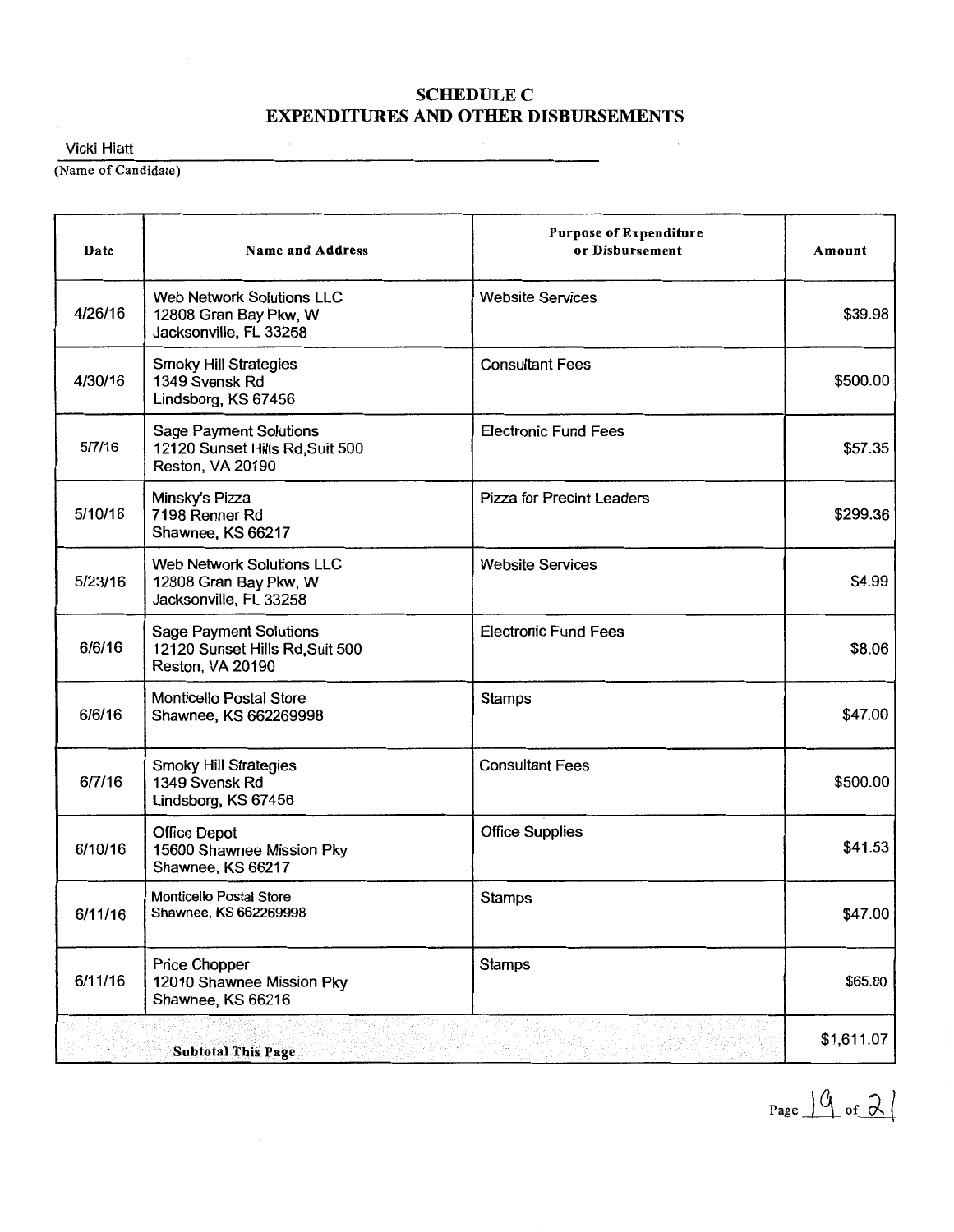# SCHEDULE C
## EXPENDITURES AND OTHER DISBURSEMENTS

Vicki Hiatt
(Name of Candidate)

| Date | Name and Address | Purpose of Expenditure or Disbursement | Amount |
|---|---|---|---|
| 4/26/16 | Web Network Solutions LLC<br>12808 Gran Bay Pkw, W<br>Jacksonville, FL 33258 | Website Services | $39.98 |
| 4/30/16 | Smoky Hill Strategies<br>1349 Svensk Rd<br>Lindsborg, KS 67456 | Consultant Fees | $500.00 |
| 5/7/16 | Sage Payment Solutions<br>12120 Sunset Hills Rd,Suit 500<br>Reston, VA 20190 | Electronic Fund Fees | $57.35 |
| 5/10/16 | Minsky's Pizza<br>7198 Renner Rd<br>Shawnee, KS 66217 | Pizza for Precint Leaders | $299.36 |
| 5/23/16 | Web Network Solutions LLC<br>12808 Gran Bay Pkw, W<br>Jacksonville, FL 33258 | Website Services | $4.99 |
| 6/6/16 | Sage Payment Solutions<br>12120 Sunset Hills Rd,Suit 500<br>Reston, VA 20190 | Electronic Fund Fees | $8.06 |
| 6/6/16 | Monticello Postal Store<br>Shawnee, KS 662269998 | Stamps | $47.00 |
| 6/7/16 | Smoky Hill Strategies<br>1349 Svensk Rd<br>Lindsborg, KS 67456 | Consultant Fees | $500.00 |
| 6/10/16 | Office Depot<br>15600 Shawnee Mission Pky<br>Shawnee, KS 66217 | Office Supplies | $41.53 |
| 6/11/16 | Monticello Postal Store<br>Shawnee, KS 662269998 | Stamps | $47.00 |
| 6/11/16 | Price Chopper<br>12010 Shawnee Mission Pky<br>Shawnee, KS 66216 | Stamps | $65.80 |
| **Subtotal This Page** | | | $1,611.07 |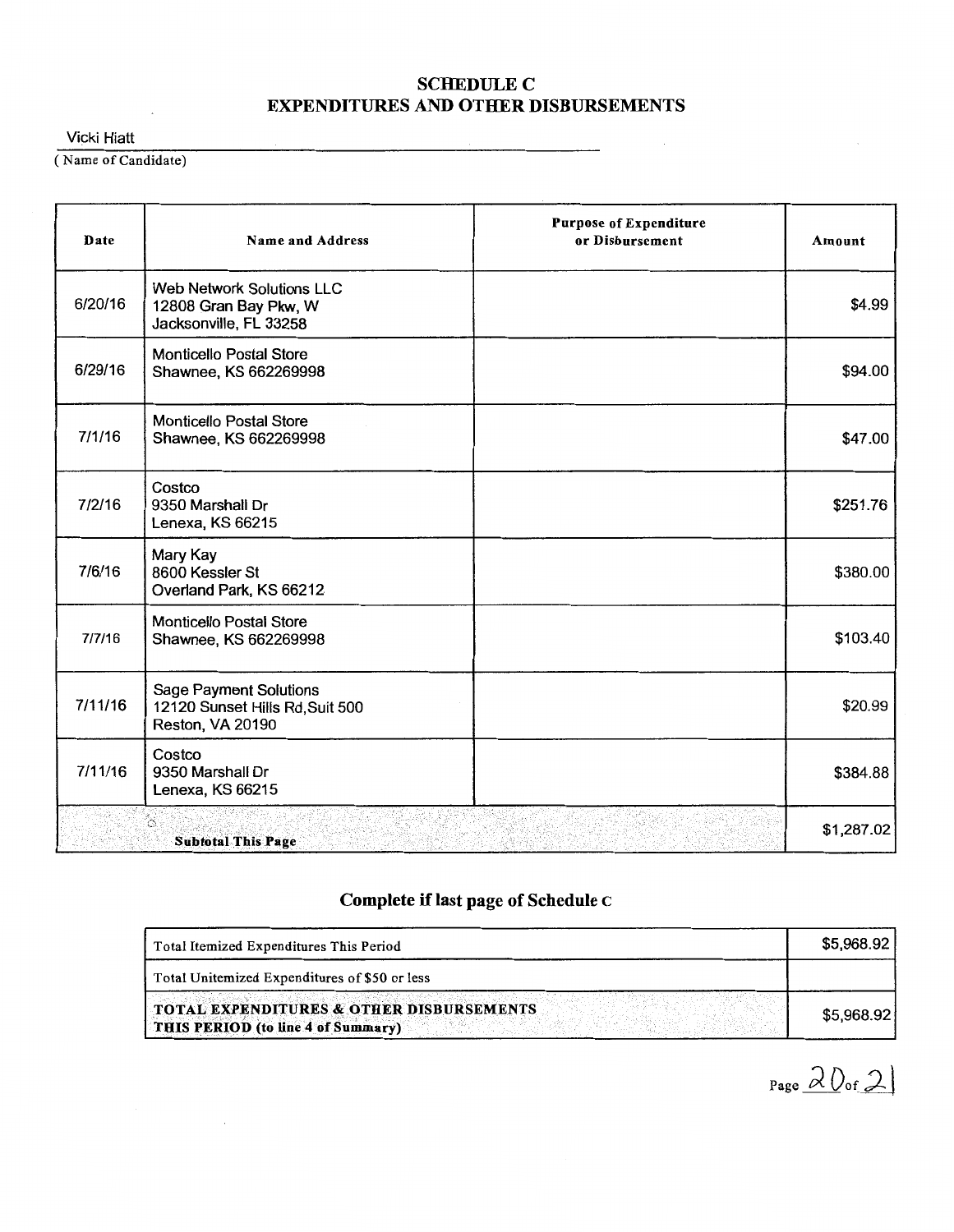# SCHEDULE C
## EXPENDITURES AND OTHER DISBURSEMENTS

Vicki Hiatt

(Name of Candidate)

| Date | Name and Address | Purpose of Expenditure or Disbursement | Amount |
|---|---|---|---|
| 6/20/16 | Web Network Solutions LLC<br>12808 Gran Bay Pkw, W<br>Jacksonville, FL 33258 | | $4.99 |
| 6/29/16 | Monticello Postal Store<br>Shawnee, KS 662269998 | | $94.00 |
| 7/1/16 | Monticello Postal Store<br>Shawnee, KS 662269998 | | $47.00 |
| 7/2/16 | Costco<br>9350 Marshall Dr<br>Lenexa, KS 66215 | | $251.76 |
| 7/6/16 | Mary Kay<br>8600 Kessler St<br>Overland Park, KS 66212 | | $380.00 |
| 7/7/16 | Monticello Postal Store<br>Shawnee, KS 662269998 | | $103.40 |
| 7/11/16 | Sage Payment Solutions<br>12120 Sunset Hills Rd, Suit 500<br>Reston, VA 20190 | | $20.99 |
| 7/11/16 | Costco<br>9350 Marshall Dr<br>Lenexa, KS 66215 | | $384.88 |
| **Subtotal This Page** | | | $1,287.02 |

## Complete if last page of Schedule C

| | |
|---|---|
| Total Itemized Expenditures This Period | $5,968.92 |
| Total Unitemized Expenditures of $50 or less | |
| **TOTAL EXPENDITURES & OTHER DISBURSEMENTS THIS PERIOD (to line 4 of Summary)** | $5,968.92 |

Page 20 of 21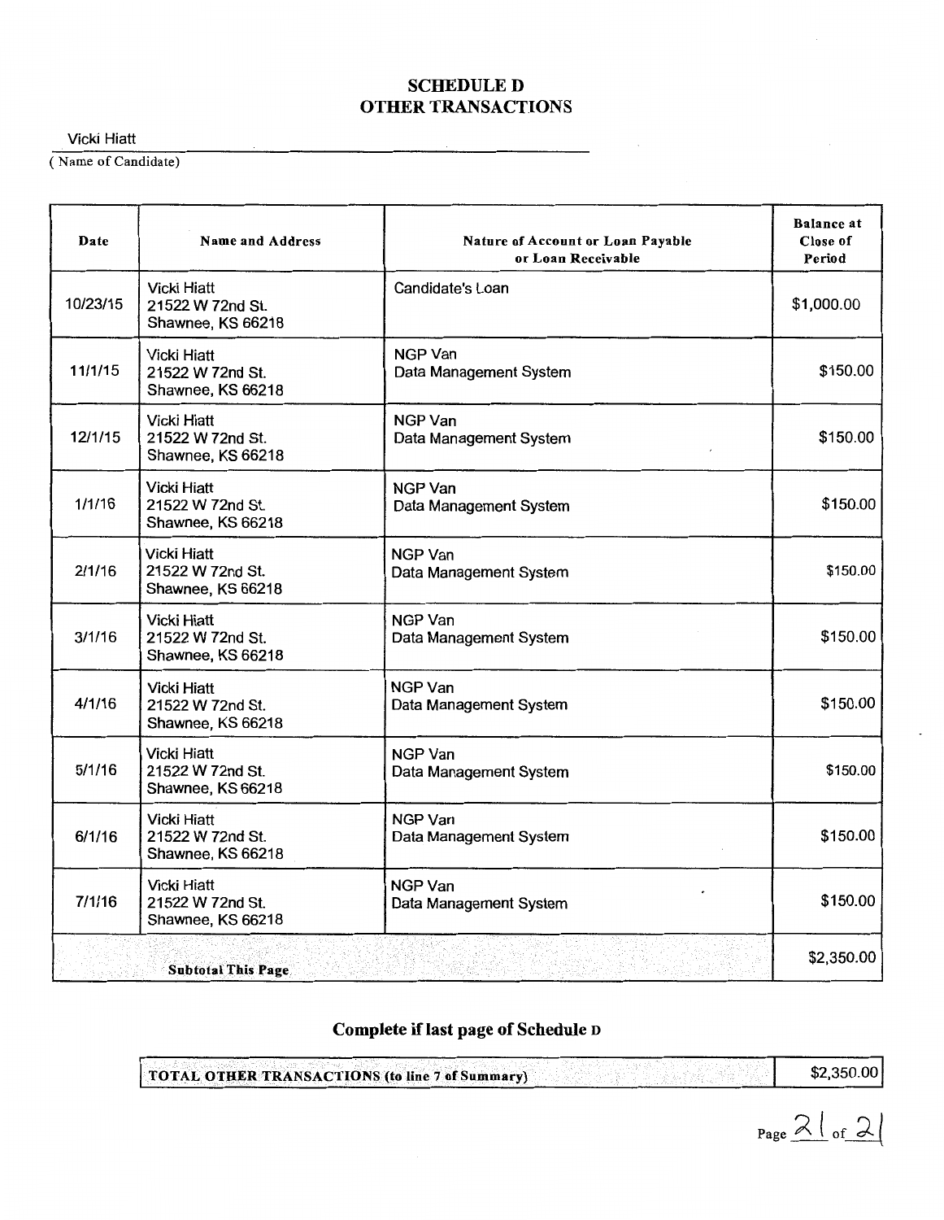## SCHEDULE D
## OTHER TRANSACTIONS

Vicki Hiatt
( Name of Candidate)

| Date | Name and Address | Nature of Account or Loan Payable or Loan Receivable | Balance at Close of Period |
|---|---|---|---|
| 10/23/15 | Vicki Hiatt<br>21522 W 72nd St.<br>Shawnee, KS 66218 | Candidate's Loan | $1,000.00 |
| 11/1/15 | Vicki Hiatt<br>21522 W 72nd St.<br>Shawnee, KS 66218 | NGP Van<br>Data Management System | $150.00 |
| 12/1/15 | Vicki Hiatt<br>21522 W 72nd St.<br>Shawnee, KS 66218 | NGP Van<br>Data Management System | $150.00 |
| 1/1/16 | Vicki Hiatt<br>21522 W 72nd St.<br>Shawnee, KS 66218 | NGP Van<br>Data Management System | $150.00 |
| 2/1/16 | Vicki Hiatt<br>21522 W 72nd St.<br>Shawnee, KS 66218 | NGP Van<br>Data Management System | $150.00 |
| 3/1/16 | Vicki Hiatt<br>21522 W 72nd St.<br>Shawnee, KS 66218 | NGP Van<br>Data Management System | $150.00 |
| 4/1/16 | Vicki Hiatt<br>21522 W 72nd St.<br>Shawnee, KS 66218 | NGP Van<br>Data Management System | $150.00 |
| 5/1/16 | Vicki Hiatt<br>21522 W 72nd St.<br>Shawnee, KS 66218 | NGP Van<br>Data Management System | $150.00 |
| 6/1/16 | Vicki Hiatt<br>21522 W 72nd St.<br>Shawnee, KS 66218 | NGP Van<br>Data Management System | $150.00 |
| 7/1/16 | Vicki Hiatt<br>21522 W 72nd St.<br>Shawnee, KS 66218 | NGP Van<br>Data Management System | $150.00 |
| **Subtotal This Page** | | | $2,350.00 |

### Complete if last page of Schedule D

| | |
|---|---|
| **TOTAL OTHER TRANSACTIONS (to line 7 of Summary)** | $2,350.00 |